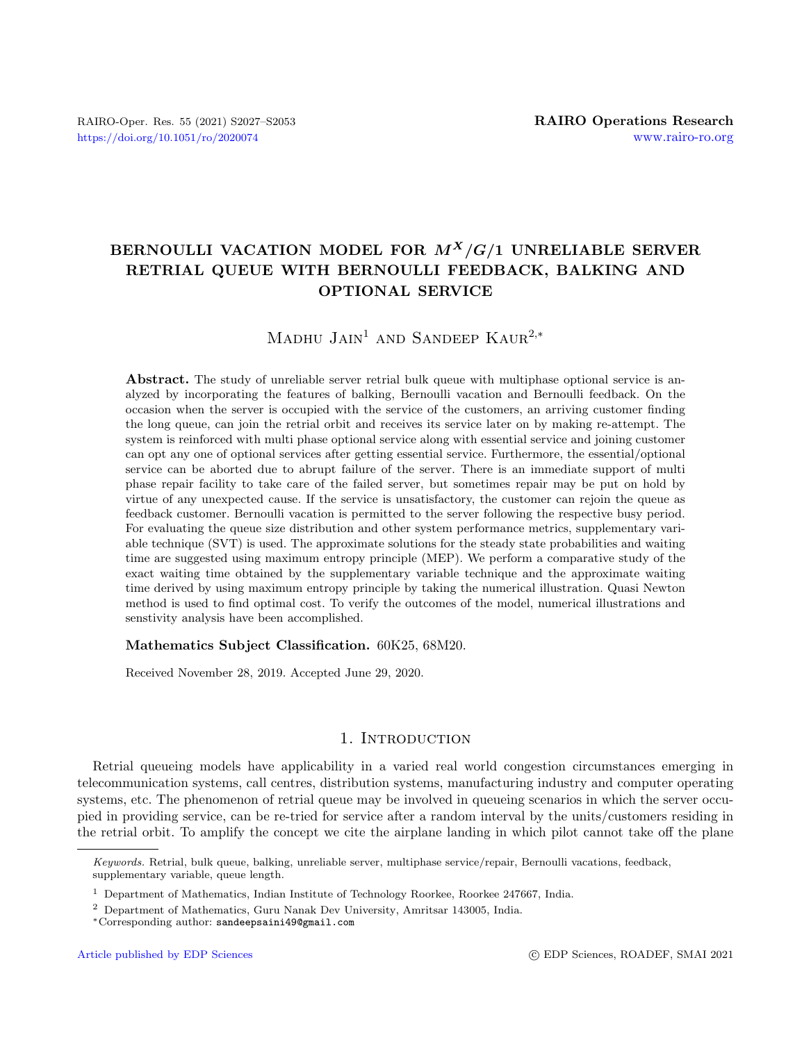# BERNOULLI VACATION MODEL FOR $M^X/G/1$ UNRELIABLE SERVER RETRIAL QUEUE WITH BERNOULLI FEEDBACK, BALKING AND OPTIONAL SERVICE

Madhu Jain[1] and Sandeep Kaur[2,*]

**Abstract.** The study of unreliable server retrial bulk queue with multiphase optional service is analyzed by incorporating the features of balking, Bernoulli vacation and Bernoulli feedback. On the occasion when the server is occupied with the service of the customers, an arriving customer finding the long queue, can join the retrial orbit and receives its service later on by making re-attempt. The system is reinforced with multi phase optional service along with essential service and joining customer can opt any one of optional services after getting essential service. Furthermore, the essential/optional service can be aborted due to abrupt failure of the server. There is an immediate support of multi phase repair facility to take care of the failed server, but sometimes repair may be put on hold by virtue of any unexpected cause. If the service is unsatisfactory, the customer can rejoin the queue as feedback customer. Bernoulli vacation is permitted to the server following the respective busy period. For evaluating the queue size distribution and other system performance metrics, supplementary variable technique (SVT) is used. The approximate solutions for the steady state probabilities and waiting time are suggested using maximum entropy principle (MEP). We perform a comparative study of the exact waiting time obtained by the supplementary variable technique and the approximate waiting time derived by using maximum entropy principle by taking the numerical illustration. Quasi Newton method is used to find optimal cost. To verify the outcomes of the model, numerical illustrations and senstivity analysis have been accomplished.

**Mathematics Subject Classification.** 60K25, 68M20.

Received November 28, 2019. Accepted June 29, 2020.

## 1. Introduction

Retrial queueing models have applicability in a varied real world congestion circumstances emerging in telecommunication systems, call centres, distribution systems, manufacturing industry and computer operating systems, etc. The phenomenon of retrial queue may be involved in queueing scenarios in which the server occupied in providing service, can be re-tried for service after a random interval by the units/customers residing in the retrial orbit. To amplify the concept we cite the airplane landing in which pilot cannot take off the plane

---

*Keywords.* Retrial, bulk queue, balking, unreliable server, multiphase service/repair, Bernoulli vacations, feedback, supplementary variable, queue length.

[1] Department of Mathematics, Indian Institute of Technology Roorkee, Roorkee 247667, India.

[2] Department of Mathematics, Guru Nanak Dev University, Amritsar 143005, India.

*Corresponding author: sandeepsaini49@gmail.com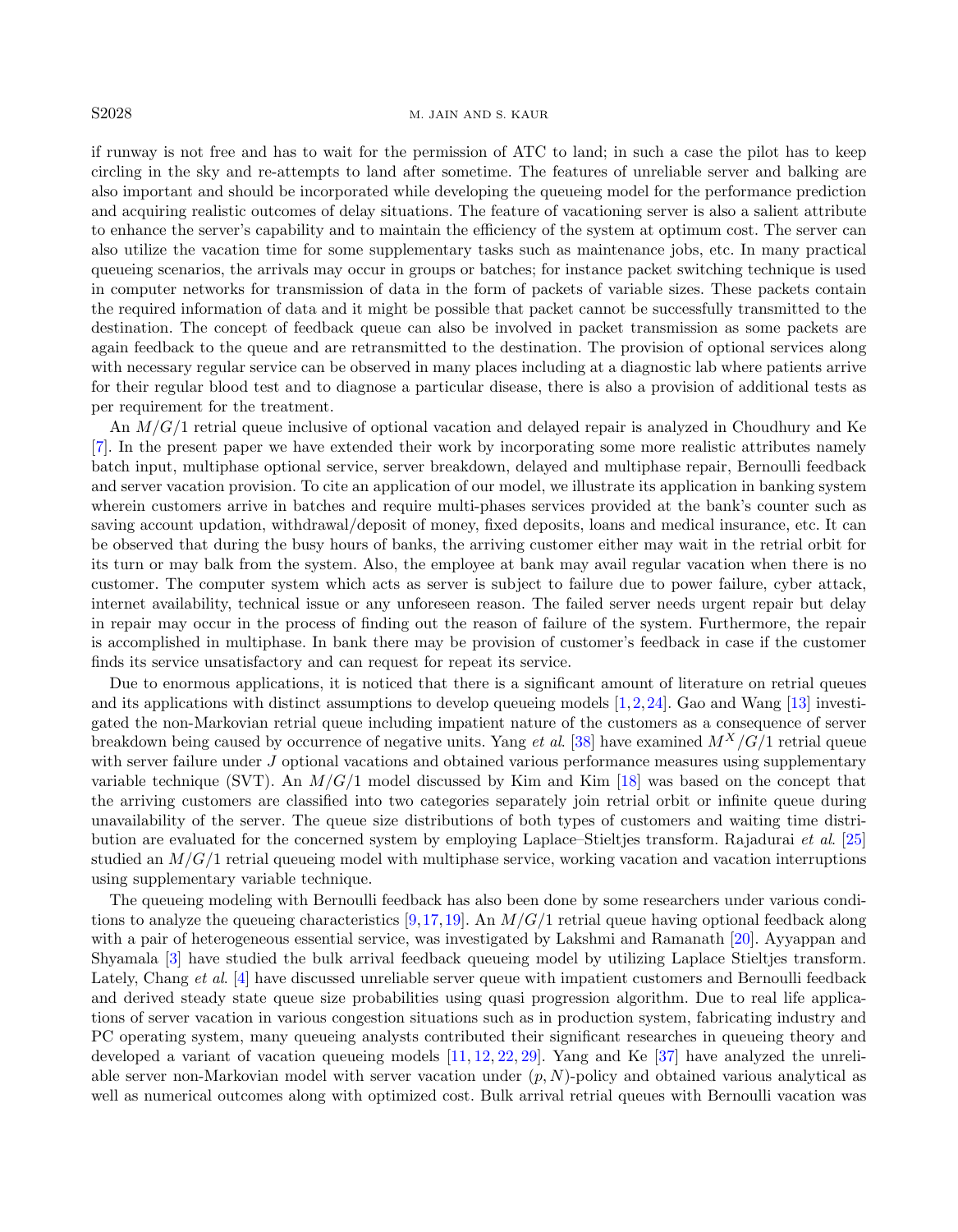if runway is not free and has to wait for the permission of ATC to land; in such a case the pilot has to keep circling in the sky and re-attempts to land after sometime. The features of unreliable server and balking are also important and should be incorporated while developing the queueing model for the performance prediction and acquiring realistic outcomes of delay situations. The feature of vacationing server is also a salient attribute to enhance the server's capability and to maintain the efficiency of the system at optimum cost. The server can also utilize the vacation time for some supplementary tasks such as maintenance jobs, etc. In many practical queueing scenarios, the arrivals may occur in groups or batches; for instance packet switching technique is used in computer networks for transmission of data in the form of packets of variable sizes. These packets contain the required information of data and it might be possible that packet cannot be successfully transmitted to the destination. The concept of feedback queue can also be involved in packet transmission as some packets are again feedback to the queue and are retransmitted to the destination. The provision of optional services along with necessary regular service can be observed in many places including at a diagnostic lab where patients arrive for their regular blood test and to diagnose a particular disease, there is also a provision of additional tests as per requirement for the treatment.

An $M/G/1$ retrial queue inclusive of optional vacation and delayed repair is analyzed in Choudhury and Ke [7]. In the present paper we have extended their work by incorporating some more realistic attributes namely batch input, multiphase optional service, server breakdown, delayed and multiphase repair, Bernoulli feedback and server vacation provision. To cite an application of our model, we illustrate its application in banking system wherein customers arrive in batches and require multi-phases services provided at the bank's counter such as saving account updation, withdrawal/deposit of money, fixed deposits, loans and medical insurance, etc. It can be observed that during the busy hours of banks, the arriving customer either may wait in the retrial orbit for its turn or may balk from the system. Also, the employee at bank may avail regular vacation when there is no customer. The computer system which acts as server is subject to failure due to power failure, cyber attack, internet availability, technical issue or any unforeseen reason. The failed server needs urgent repair but delay in repair may occur in the process of finding out the reason of failure of the system. Furthermore, the repair is accomplished in multiphase. In bank there may be provision of customer's feedback in case if the customer finds its service unsatisfactory and can request for repeat its service.

Due to enormous applications, it is noticed that there is a significant amount of literature on retrial queues and its applications with distinct assumptions to develop queueing models [1,2,24]. Gao and Wang [13] investigated the non-Markovian retrial queue including impatient nature of the customers as a consequence of server breakdown being caused by occurrence of negative units. Yang *et al.* [38] have examined $M^X/G/1$ retrial queue with server failure under $J$ optional vacations and obtained various performance measures using supplementary variable technique (SVT). An $M/G/1$ model discussed by Kim and Kim [18] was based on the concept that the arriving customers are classified into two categories separately join retrial orbit or infinite queue during unavailability of the server. The queue size distributions of both types of customers and waiting time distribution are evaluated for the concerned system by employing Laplace–Stieltjes transform. Rajadurai *et al.* [25] studied an $M/G/1$ retrial queueing model with multiphase service, working vacation and vacation interruptions using supplementary variable technique.

The queueing modeling with Bernoulli feedback has also been done by some researchers under various conditions to analyze the queueing characteristics [9,17,19]. An $M/G/1$ retrial queue having optional feedback along with a pair of heterogeneous essential service, was investigated by Lakshmi and Ramanath [20]. Ayyappan and Shyamala [3] have studied the bulk arrival feedback queueing model by utilizing Laplace Stieltjes transform. Lately, Chang *et al.* [4] have discussed unreliable server queue with impatient customers and Bernoulli feedback and derived steady state queue size probabilities using quasi progression algorithm. Due to real life applications of server vacation in various congestion situations such as in production system, fabricating industry and PC operating system, many queueing analysts contributed their significant researches in queueing theory and developed a variant of vacation queueing models [11, 12, 22, 29]. Yang and Ke [37] have analyzed the unreliable server non-Markovian model with server vacation under $(p, N)$-policy and obtained various analytical as well as numerical outcomes along with optimized cost. Bulk arrival retrial queues with Bernoulli vacation was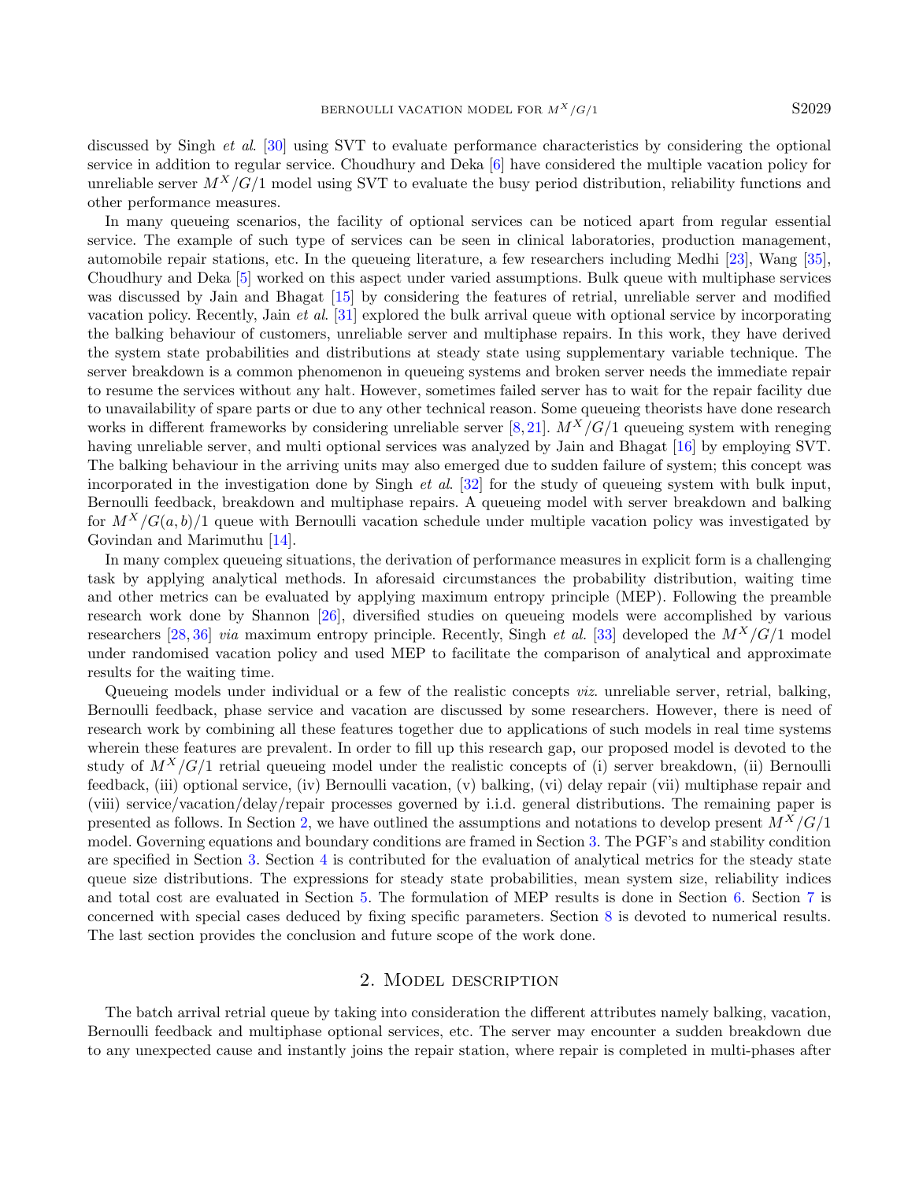discussed by Singh *et al*. [30] using SVT to evaluate performance characteristics by considering the optional service in addition to regular service. Choudhury and Deka [6] have considered the multiple vacation policy for unreliable server $M^X/G/1$ model using SVT to evaluate the busy period distribution, reliability functions and other performance measures.

In many queueing scenarios, the facility of optional services can be noticed apart from regular essential service. The example of such type of services can be seen in clinical laboratories, production management, automobile repair stations, etc. In the queueing literature, a few researchers including Medhi [23], Wang [35], Choudhury and Deka [5] worked on this aspect under varied assumptions. Bulk queue with multiphase services was discussed by Jain and Bhagat [15] by considering the features of retrial, unreliable server and modified vacation policy. Recently, Jain *et al*. [31] explored the bulk arrival queue with optional service by incorporating the balking behaviour of customers, unreliable server and multiphase repairs. In this work, they have derived the system state probabilities and distributions at steady state using supplementary variable technique. The server breakdown is a common phenomenon in queueing systems and broken server needs the immediate repair to resume the services without any halt. However, sometimes failed server has to wait for the repair facility due to unavailability of spare parts or due to any other technical reason. Some queueing theorists have done research works in different frameworks by considering unreliable server [8, 21]. $M^X/G/1$ queueing system with reneging having unreliable server, and multi optional services was analyzed by Jain and Bhagat [16] by employing SVT. The balking behaviour in the arriving units may also emerged due to sudden failure of system; this concept was incorporated in the investigation done by Singh *et al*. [32] for the study of queueing system with bulk input, Bernoulli feedback, breakdown and multiphase repairs. A queueing model with server breakdown and balking for $M^X/G(a,b)/1$ queue with Bernoulli vacation schedule under multiple vacation policy was investigated by Govindan and Marimuthu [14].

In many complex queueing situations, the derivation of performance measures in explicit form is a challenging task by applying analytical methods. In aforesaid circumstances the probability distribution, waiting time and other metrics can be evaluated by applying maximum entropy principle (MEP). Following the preamble research work done by Shannon [26], diversified studies on queueing models were accomplished by various researchers [28, 36] *via* maximum entropy principle. Recently, Singh *et al*. [33] developed the $M^X/G/1$ model under randomised vacation policy and used MEP to facilitate the comparison of analytical and approximate results for the waiting time.

Queueing models under individual or a few of the realistic concepts *viz*. unreliable server, retrial, balking, Bernoulli feedback, phase service and vacation are discussed by some researchers. However, there is need of research work by combining all these features together due to applications of such models in real time systems wherein these features are prevalent. In order to fill up this research gap, our proposed model is devoted to the study of $M^X/G/1$ retrial queueing model under the realistic concepts of (i) server breakdown, (ii) Bernoulli feedback, (iii) optional service, (iv) Bernoulli vacation, (v) balking, (vi) delay repair (vii) multiphase repair and (viii) service/vacation/delay/repair processes governed by i.i.d. general distributions. The remaining paper is presented as follows. In Section 2, we have outlined the assumptions and notations to develop present $M^X/G/1$ model. Governing equations and boundary conditions are framed in Section 3. The PGF's and stability condition are specified in Section 3. Section 4 is contributed for the evaluation of analytical metrics for the steady state queue size distributions. The expressions for steady state probabilities, mean system size, reliability indices and total cost are evaluated in Section 5. The formulation of MEP results is done in Section 6. Section 7 is concerned with special cases deduced by fixing specific parameters. Section 8 is devoted to numerical results. The last section provides the conclusion and future scope of the work done.

## 2. Model description

The batch arrival retrial queue by taking into consideration the different attributes namely balking, vacation, Bernoulli feedback and multiphase optional services, etc. The server may encounter a sudden breakdown due to any unexpected cause and instantly joins the repair station, where repair is completed in multi-phases after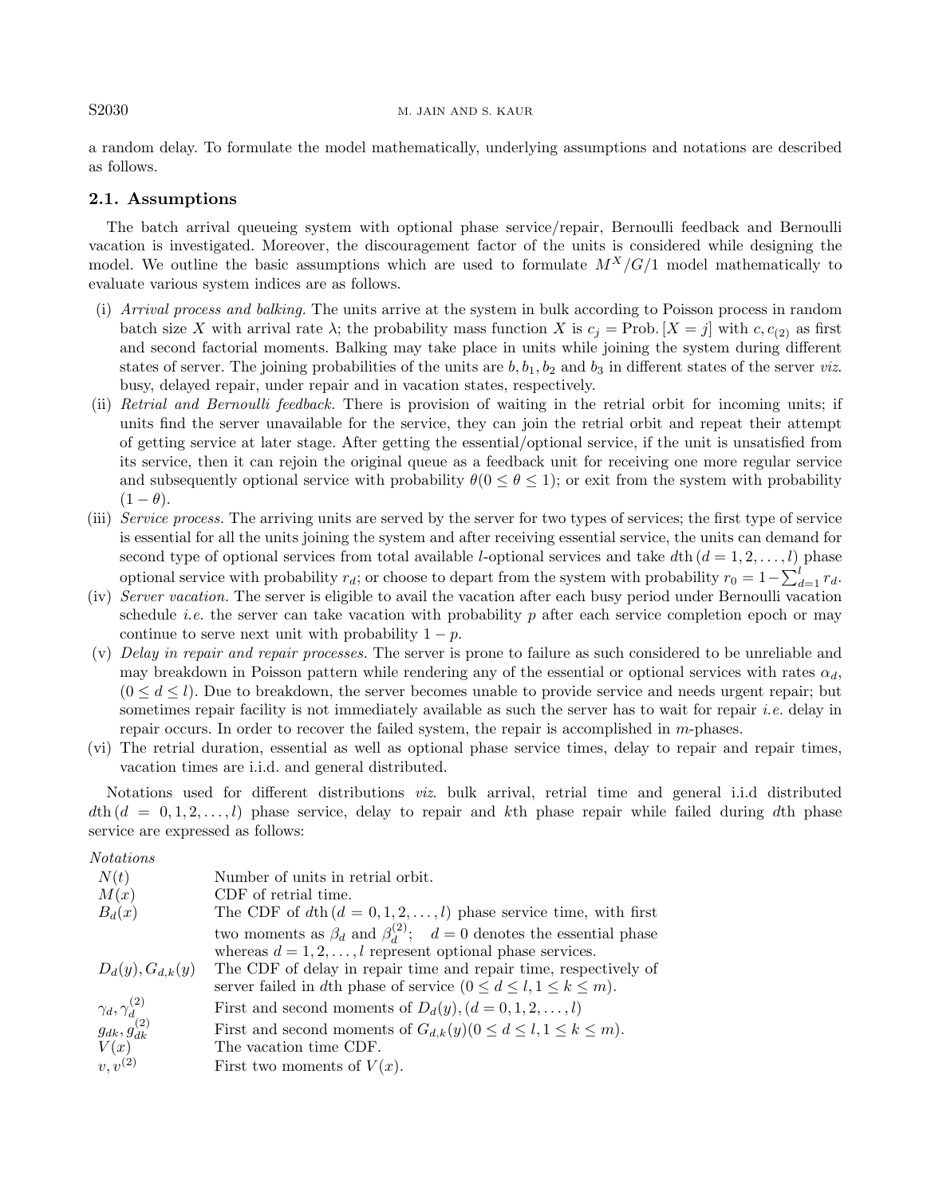a random delay. To formulate the model mathematically, underlying assumptions and notations are described as follows.

## 2.1. Assumptions

The batch arrival queueing system with optional phase service/repair, Bernoulli feedback and Bernoulli vacation is investigated. Moreover, the discouragement factor of the units is considered while designing the model. We outline the basic assumptions which are used to formulate $M^X/G/1$ model mathematically to evaluate various system indices are as follows.

(i) *Arrival process and balking.* The units arrive at the system in bulk according to Poisson process in random batch size $X$ with arrival rate $\lambda$; the probability mass function $X$ is $c_j = \text{Prob.}[X = j]$ with $c, c_{(2)}$ as first and second factorial moments. Balking may take place in units while joining the system during different states of server. The joining probabilities of the units are $b, b_1, b_2$ and $b_3$ in different states of the server *viz.* busy, delayed repair, under repair and in vacation states, respectively.

(ii) *Retrial and Bernoulli feedback.* There is provision of waiting in the retrial orbit for incoming units; if units find the server unavailable for the service, they can join the retrial orbit and repeat their attempt of getting service at later stage. After getting the essential/optional service, if the unit is unsatisfied from its service, then it can rejoin the original queue as a feedback unit for receiving one more regular service and subsequently optional service with probability $\theta (0 \leq \theta \leq 1)$; or exit from the system with probability $(1 - \theta)$.

(iii) *Service process.* The arriving units are served by the server for two types of services; the first type of service is essential for all the units joining the system and after receiving essential service, the units can demand for second type of optional services from total available $l$-optional services and take $d$th $(d = 1, 2, \ldots, l)$ phase optional service with probability $r_d$; or choose to depart from the system with probability $r_0 = 1 - \sum_{d=1}^{l} r_d$.

(iv) *Server vacation.* The server is eligible to avail the vacation after each busy period under Bernoulli vacation schedule *i.e.* the server can take vacation with probability $p$ after each service completion epoch or may continue to serve next unit with probability $1 - p$.

(v) *Delay in repair and repair processes.* The server is prone to failure as such considered to be unreliable and may breakdown in Poisson pattern while rendering any of the essential or optional services with rates $\alpha_d$, $(0 \leq d \leq l)$. Due to breakdown, the server becomes unable to provide service and needs urgent repair; but sometimes repair facility is not immediately available as such the server has to wait for repair *i.e.* delay in repair occurs. In order to recover the failed system, the repair is accomplished in $m$-phases.

(vi) The retrial duration, essential as well as optional phase service times, delay to repair and repair times, vacation times are i.i.d. and general distributed.

Notations used for different distributions *viz.* bulk arrival, retrial time and general i.i.d distributed $d$th $(d = 0, 1, 2, \ldots, l)$ phase service, delay to repair and $k$th phase repair while failed during $d$th phase service are expressed as follows:

*Notations*

| | |
|---|---|
| $N(t)$ | Number of units in retrial orbit. |
| $M(x)$ | CDF of retrial time. |
| $B_d(x)$ | The CDF of $d$th $(d = 0, 1, 2, \ldots, l)$ phase service time, with first two moments as $\beta_d$ and $\beta_d^{(2)}$; $d = 0$ denotes the essential phase whereas $d = 1, 2, \ldots, l$ represent optional phase services. |
| $D_d(y), G_{d,k}(y)$ | The CDF of delay in repair time and repair time, respectively of server failed in $d$th phase of service $(0 \leq d \leq l, 1 \leq k \leq m)$. |
| $\gamma_d, \gamma_d^{(2)}$ | First and second moments of $D_d(y), (d = 0, 1, 2, \ldots, l)$ |
| $g_{dk}, g_{dk}^{(2)}$ | First and second moments of $G_{d,k}(y) (0 \leq d \leq l, 1 \leq k \leq m)$. |
| $V(x)$ | The vacation time CDF. |
| $v, v^{(2)}$ | First two moments of $V(x)$. |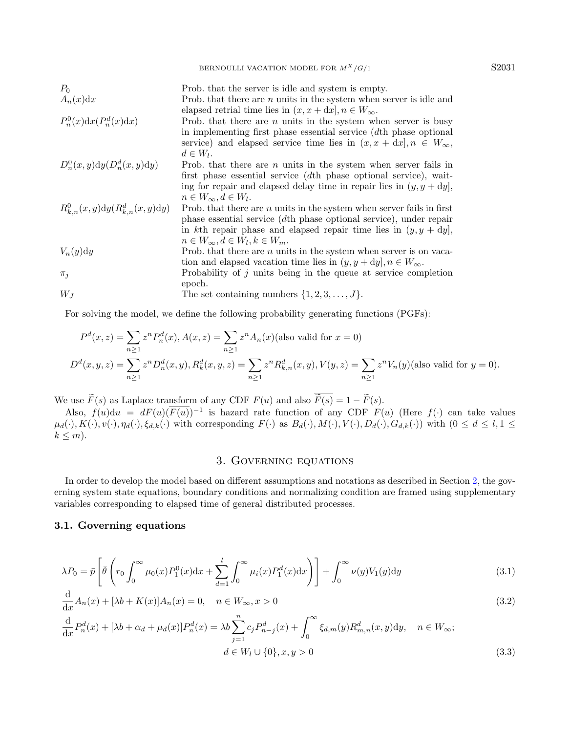| | |
|---|---|
| $P_0$ | Prob. that the server is idle and system is empty. |
| $A_n(x)\mathrm{d}x$ | Prob. that there are $n$ units in the system when server is idle and elapsed retrial time lies in $(x, x + \mathrm{d}x], n \in W_\infty$. |
| $P_n^0(x)\mathrm{d}x(P_n^d(x)\mathrm{d}x)$ | Prob. that there are $n$ units in the system when server is busy in implementing first phase essential service ($d$th phase optional service) and elapsed service time lies in $(x, x + \mathrm{d}x], n \in W_\infty$, $d \in W_l$. |
| $D_n^0(x, y)\mathrm{d}y(D_n^d(x, y)\mathrm{d}y)$ | Prob. that there are $n$ units in the system when server fails in first phase essential service ($d$th phase optional service), waiting for repair and elapsed delay time in repair lies in $(y, y + \mathrm{d}y]$, $n \in W_\infty, d \in W_l$. |
| $R_{k,n}^0(x, y)\mathrm{d}y(R_{k,n}^d(x, y)\mathrm{d}y)$ | Prob. that there are $n$ units in the system when server fails in first phase essential service ($d$th phase optional service), under repair in $k$th repair phase and elapsed repair time lies in $(y, y + \mathrm{d}y]$, $n \in W_\infty, d \in W_l, k \in W_m$. |
| $V_n(y)\mathrm{d}y$ | Prob. that there are $n$ units in the system when server is on vacation and elapsed vacation time lies in $(y, y + \mathrm{d}y], n \in W_\infty$. |
| $\pi_j$ | Probability of $j$ units being in the queue at service completion epoch. |
| $W_J$ | The set containing numbers $\{1, 2, 3, \ldots, J\}$. |

For solving the model, we define the following probability generating functions (PGFs):

$$P^d(x, z) = \sum_{n\geq 1} z^n P_n^d(x), A(x, z) = \sum_{n\geq 1} z^n A_n(x) (\text{also valid for } x = 0)$$

$$D^d(x, y, z) = \sum_{n\geq 1} z^n D_n^d(x, y), R_k^d(x, y, z) = \sum_{n\geq 1} z^n R_{k,n}^d(x, y), V(y, z) = \sum_{n\geq 1} z^n V_n(y) (\text{also valid for } y = 0).$$

We use $\widetilde{F}(s)$ as Laplace transform of any CDF $F(u)$ and also $\overline{\widetilde{F}(s)} = 1 - \widetilde{F}(s)$.

Also, $f(u)\mathrm{d}u = dF(u)(\overline{F(u)})^{-1}$ is hazard rate function of any CDF $F(u)$ (Here $f(\cdot)$ can take values $\mu_d(\cdot), K(\cdot), v(\cdot), \eta_d(\cdot), \xi_{d,k}(\cdot)$ with corresponding $F(\cdot)$ as $B_d(\cdot), M(\cdot), V(\cdot), D_d(\cdot), G_{d,k}(\cdot)$) with $(0 \leq d \leq l, 1 \leq k \leq m)$.

## 3. Governing equations

In order to develop the model based on different assumptions and notations as described in Section 2, the governing system state equations, boundary conditions and normalizing condition are framed using supplementary variables corresponding to elapsed time of general distributed processes.

### 3.1. Governing equations

$$\lambda P_0 = \bar{p}\left[\bar{\theta}\left(r_0 \int_0^\infty \mu_0(x) P_1^0(x)\mathrm{d}x + \sum_{d=1}^{l} \int_0^\infty \mu_i(x) P_1^d(x)\mathrm{d}x\right)\right] + \int_0^\infty \nu(y) V_1(y)\mathrm{d}y \tag{3.1}$$

$$\frac{\mathrm{d}}{\mathrm{d}x} A_n(x) + [\lambda b + K(x)]A_n(x) = 0, \quad n \in W_\infty, x > 0 \tag{3.2}$$

$$\frac{\mathrm{d}}{\mathrm{d}x} P_n^d(x) + [\lambda b + \alpha_d + \mu_d(x)]P_n^d(x) = \lambda b \sum_{j=1}^{n} c_j P_{n-j}^d(x) + \int_0^\infty \xi_{d,m}(y) R_{m,n}^d(x, y)\mathrm{d}y, \quad n \in W_\infty;$$
$$d \in W_l \cup \{0\}, x, y > 0 \tag{3.3}$$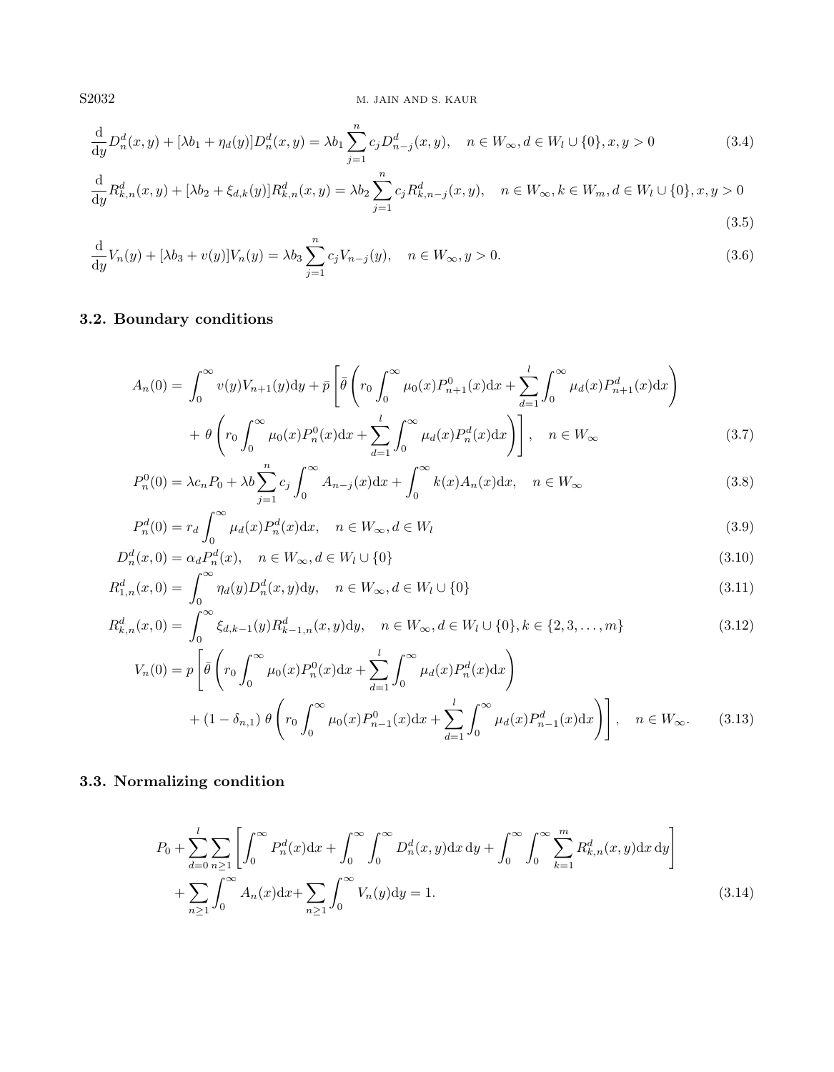$$\frac{\mathrm{d}}{\mathrm{d}y}D_n^d(x,y)+[\lambda b_1+\eta_d(y)]D_n^d(x,y)=\lambda b_1\sum_{j=1}^{n}c_jD_{n-j}^d(x,y),\quad n\in W_\infty, d\in W_l\cup\{0\}, x,y>0 \tag{3.4}$$

$$\frac{\mathrm{d}}{\mathrm{d}y}R_{k,n}^d(x,y)+[\lambda b_2+\xi_{d,k}(y)]R_{k,n}^d(x,y)=\lambda b_2\sum_{j=1}^{n}c_jR_{k,n-j}^d(x,y),\quad n\in W_\infty, k\in W_m, d\in W_l\cup\{0\}, x,y>0 \tag{3.5}$$

$$\frac{\mathrm{d}}{\mathrm{d}y}V_n(y)+[\lambda b_3+v(y)]V_n(y)=\lambda b_3\sum_{j=1}^{n}c_jV_{n-j}(y),\quad n\in W_\infty, y>0. \tag{3.6}$$

### 3.2. Boundary conditions

$$\begin{aligned}A_n(0)=&\int_0^\infty v(y)V_{n+1}(y)\mathrm{d}y+\bar{p}\left[\bar{\theta}\left(r_0\int_0^\infty\mu_0(x)P_{n+1}^0(x)\mathrm{d}x+\sum_{d=1}^{l}\int_0^\infty\mu_d(x)P_{n+1}^d(x)\mathrm{d}x\right)\right.\\&\left.+\,\theta\left(r_0\int_0^\infty\mu_0(x)P_n^0(x)\mathrm{d}x+\sum_{d=1}^{l}\int_0^\infty\mu_d(x)P_n^d(x)\mathrm{d}x\right)\right],\quad n\in W_\infty\end{aligned} \tag{3.7}$$

$$P_n^0(0)=\lambda c_nP_0+\lambda b\sum_{j=1}^{n}c_j\int_0^\infty A_{n-j}(x)\mathrm{d}x+\int_0^\infty k(x)A_n(x)\mathrm{d}x,\quad n\in W_\infty \tag{3.8}$$

$$P_n^d(0)=r_d\int_0^\infty\mu_d(x)P_n^d(x)\mathrm{d}x,\quad n\in W_\infty, d\in W_l \tag{3.9}$$

$$D_n^d(x,0)=\alpha_dP_n^d(x),\quad n\in W_\infty, d\in W_l\cup\{0\} \tag{3.10}$$

$$R_{1,n}^d(x,0)=\int_0^\infty\eta_d(y)D_n^d(x,y)\mathrm{d}y,\quad n\in W_\infty, d\in W_l\cup\{0\} \tag{3.11}$$

$$R_{k,n}^d(x,0)=\int_0^\infty\xi_{d,k-1}(y)R_{k-1,n}^d(x,y)\mathrm{d}y,\quad n\in W_\infty, d\in W_l\cup\{0\}, k\in\{2,3,\ldots,m\} \tag{3.12}$$

$$\begin{aligned}V_n(0)=&\,p\left[\bar{\theta}\left(r_0\int_0^\infty\mu_0(x)P_n^0(x)\mathrm{d}x+\sum_{d=1}^{l}\int_0^\infty\mu_d(x)P_n^d(x)\mathrm{d}x\right)\right.\\&\left.+\,(1-\delta_{n,1})\,\theta\left(r_0\int_0^\infty\mu_0(x)P_{n-1}^0(x)\mathrm{d}x+\sum_{d=1}^{l}\int_0^\infty\mu_d(x)P_{n-1}^d(x)\mathrm{d}x\right)\right],\quad n\in W_\infty.\end{aligned} \tag{3.13}$$

### 3.3. Normalizing condition

$$\begin{aligned}P_0+\sum_{d=0}^{l}\sum_{n\geq1}&\left[\int_0^\infty P_n^d(x)\mathrm{d}x+\int_0^\infty\int_0^\infty D_n^d(x,y)\mathrm{d}x\,\mathrm{d}y+\int_0^\infty\int_0^\infty\sum_{k=1}^{m}R_{k,n}^d(x,y)\mathrm{d}x\,\mathrm{d}y\right]\\&+\sum_{n\geq1}\int_0^\infty A_n(x)\mathrm{d}x+\sum_{n\geq1}\int_0^\infty V_n(y)\mathrm{d}y=1.\end{aligned} \tag{3.14}$$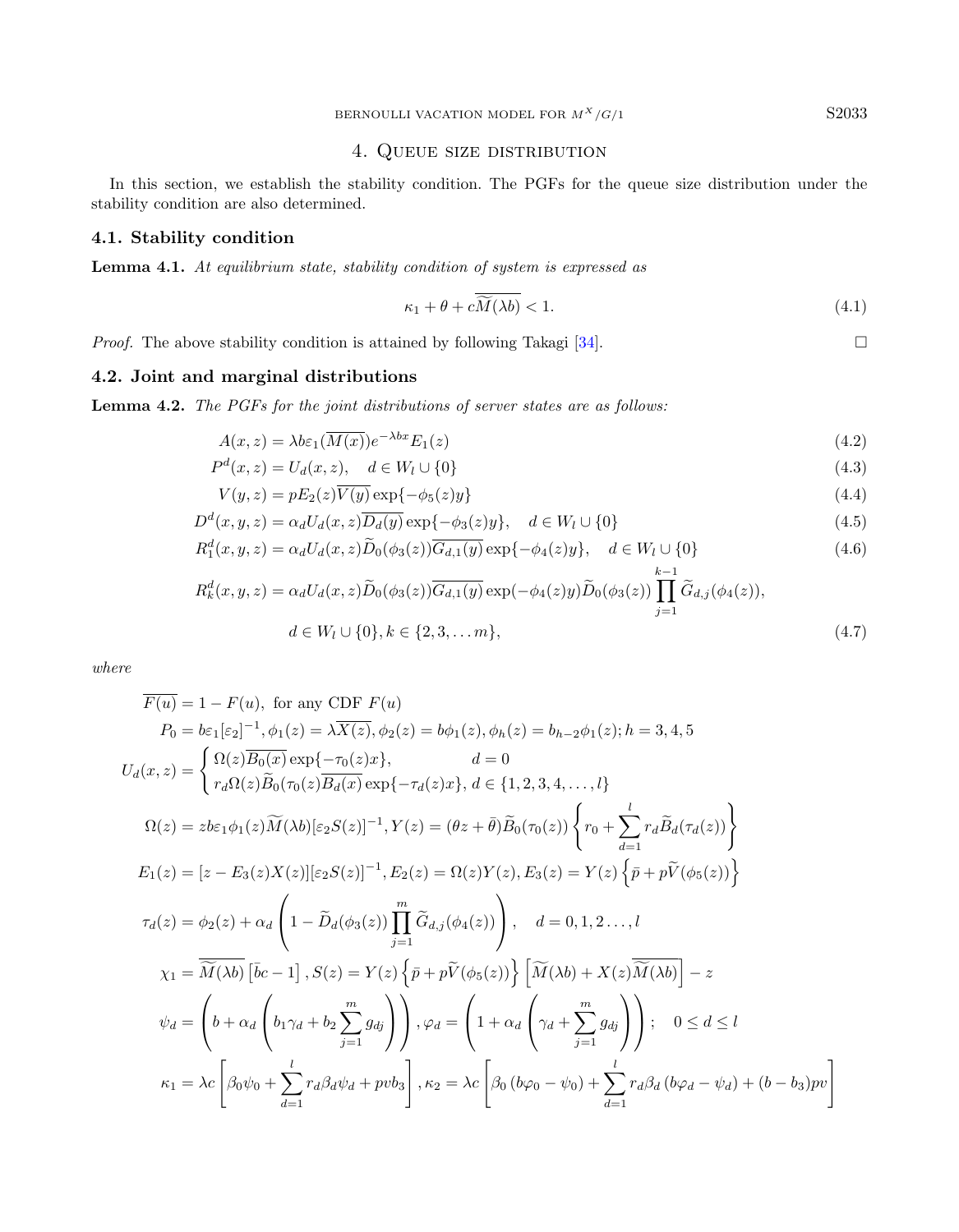## 4. Queue size distribution

In this section, we establish the stability condition. The PGFs for the queue size distribution under the stability condition are also determined.

### 4.1. Stability condition

**Lemma 4.1.** *At equilibrium state, stability condition of system is expressed as*

$$\kappa_1 + \theta + c\overline{\widetilde{M}(\lambda b)} < 1. \tag{4.1}$$

*Proof.* The above stability condition is attained by following Takagi [34]. □

### 4.2. Joint and marginal distributions

**Lemma 4.2.** *The PGFs for the joint distributions of server states are as follows:*

$$A(x,z) = \lambda b \varepsilon_1 (\overline{M(x)}) e^{-\lambda b x} E_1(z) \tag{4.2}$$

$$P^d(x,z) = U_d(x,z), \quad d \in W_l \cup \{0\} \tag{4.3}$$

$$V(y,z) = pE_2(z)\overline{V(y)} \exp\{-\phi_5(z) y\} \tag{4.4}$$

$$D^d(x,y,z) = \alpha_d U_d(x,z) \overline{D_d(y)} \exp\{-\phi_3(z) y\}, \quad d \in W_l \cup \{0\} \tag{4.5}$$

$$R_1^d(x,y,z) = \alpha_d U_d(x,z) \widetilde{D}_0(\phi_3(z)) \overline{G_{d,1}(y)} \exp\{-\phi_4(z) y\}, \quad d \in W_l \cup \{0\} \tag{4.6}$$

$$R_k^d(x,y,z) = \alpha_d U_d(x,z) \widetilde{D}_0(\phi_3(z)) \overline{G_{d,1}(y)} \exp(-\phi_4(z) y) \widetilde{D}_0(\phi_3(z)) \prod_{j=1}^{k-1} \widetilde{G}_{d,j}(\phi_4(z)),$$
$$d \in W_l \cup \{0\}, k \in \{2,3,\ldots m\}, \tag{4.7}$$

*where*

$$\overline{F(u)} = 1 - F(u), \text{ for any CDF } F(u)$$

$$P_0 = b\varepsilon_1[\varepsilon_2]^{-1}, \phi_1(z) = \lambda \overline{X(z)}, \phi_2(z) = b\phi_1(z), \phi_h(z) = b_{h-2}\phi_1(z); h = 3,4,5$$

$$U_d(x,z) = \begin{cases} \Omega(z)\overline{B_0(x)} \exp\{-\tau_0(z)x\}, & d = 0 \\ r_d \Omega(z) \widetilde{B}_0(\tau_0(z)) \overline{B_d(x)} \exp\{-\tau_d(z)x\}, & d \in \{1,2,3,4,\ldots,l\} \end{cases}$$

$$\Omega(z) = zb\varepsilon_1 \phi_1(z) \widetilde{M}(\lambda b)[\varepsilon_2 S(z)]^{-1}, Y(z) = (\theta z + \bar{\theta})\widetilde{B}_0(\tau_0(z)) \left\{ r_0 + \sum_{d=1}^{l} r_d \widetilde{B}_d(\tau_d(z)) \right\}$$

$$E_1(z) = [z - E_3(z)X(z)][\varepsilon_2 S(z)]^{-1}, E_2(z) = \Omega(z)Y(z), E_3(z) = Y(z)\left\{ \bar{p} + p\widetilde{V}(\phi_5(z)) \right\}$$

$$\tau_d(z) = \phi_2(z) + \alpha_d \left( 1 - \widetilde{D}_d(\phi_3(z)) \prod_{j=1}^{m} \widetilde{G}_{d,j}(\phi_4(z)) \right), \quad d = 0,1,2\ldots,l$$

$$\chi_1 = \overline{\widetilde{M}(\lambda b)} \left[ \bar{b}c - 1 \right], S(z) = Y(z)\left\{ \bar{p} + p\widetilde{V}(\phi_5(z)) \right\} \left[ \widetilde{M}(\lambda b) + X(z)\overline{\widetilde{M}(\lambda b)} \right] - z$$

$$\psi_d = \left( b + \alpha_d \left( b_1 \gamma_d + b_2 \sum_{j=1}^{m} g_{dj} \right) \right), \varphi_d = \left( 1 + \alpha_d \left( \gamma_d + \sum_{j=1}^{m} g_{dj} \right) \right); \quad 0 \le d \le l$$

$$\kappa_1 = \lambda c \left[ \beta_0 \psi_0 + \sum_{d=1}^{l} r_d \beta_d \psi_d + pvb_3 \right], \kappa_2 = \lambda c \left[ \beta_0 (b\varphi_0 - \psi_0) + \sum_{d=1}^{l} r_d \beta_d (b\varphi_d - \psi_d) + (b - b_3)pv \right]$$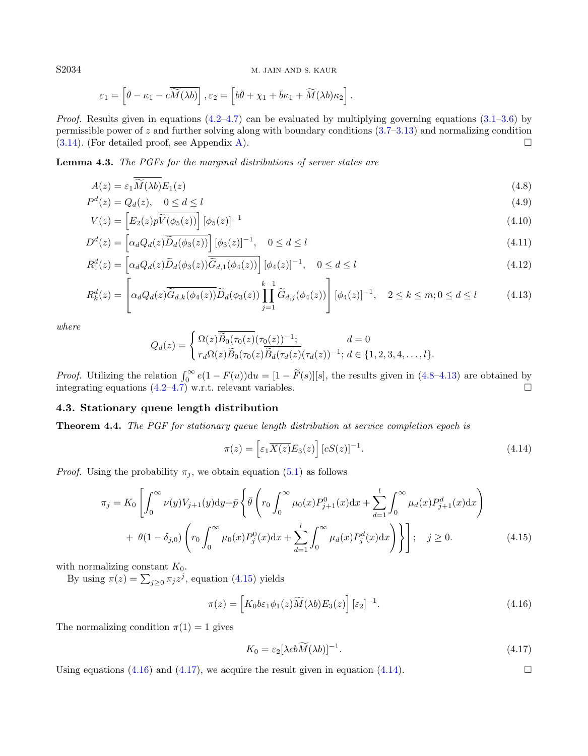$$\varepsilon_1 = \left[\bar{\theta} - \kappa_1 - c\overline{\widetilde{M}(\lambda b)}\right], \varepsilon_2 = \left[b\bar{\theta} + \chi_1 + \bar{b}\kappa_1 + \widetilde{M}(\lambda b)\kappa_2\right].$$

*Proof.* Results given in equations (4.2–4.7) can be evaluated by multiplying governing equations (3.1–3.6) by permissible power of $z$ and further solving along with boundary conditions (3.7–3.13) and normalizing condition (3.14). (For detailed proof, see Appendix A). □

**Lemma 4.3.** *The PGFs for the marginal distributions of server states are*

$$A(z) = \varepsilon_1 \overline{\widetilde{M}(\lambda b)} E_1(z) \tag{4.8}$$

$$P^d(z) = Q_d(z), \quad 0 \le d \le l \tag{4.9}$$

$$V(z) = \left[E_2(z) p \overline{\widetilde{V}(\phi_5(z))}\right] [\phi_5(z)]^{-1} \tag{4.10}$$

$$D^d(z) = \left[\alpha_d Q_d(z) \overline{\widetilde{D}_d(\phi_3(z))}\right] [\phi_3(z)]^{-1}, \quad 0 \le d \le l \tag{4.11}$$

$$R_1^d(z) = \left[\alpha_d Q_d(z) \widetilde{D}_d(\phi_3(z)) \overline{\widetilde{G}_{d,1}(\phi_4(z))}\right] [\phi_4(z)]^{-1}, \quad 0 \le d \le l \tag{4.12}$$

$$R_k^d(z) = \left[\alpha_d Q_d(z) \overline{\widetilde{G}_{d,k}(\phi_4(z))} \widetilde{D}_d(\phi_3(z)) \prod_{j=1}^{k-1} \widetilde{G}_{d,j}(\phi_4(z))\right] [\phi_4(z)]^{-1}, \quad 2 \le k \le m; 0 \le d \le l \tag{4.13}$$

*where*

$$Q_d(z) = \begin{cases} \Omega(z) \overline{\widetilde{B}_0(\tau_0(z)}(\tau_0(z))^{-1}; & d = 0 \\ r_d \Omega(z) \widetilde{B}_0(\tau_0(z) \overline{\widetilde{B}_d(\tau_d(z)}(\tau_d(z))^{-1}; & d \in \{1, 2, 3, 4, \ldots, l\}. \end{cases}$$

*Proof.* Utilizing the relation $\int_0^\infty e(1 - F(u)) \mathrm{d}u = [1 - \widetilde{F}(s)][s]$, the results given in (4.8–4.13) are obtained by integrating equations (4.2–4.7) w.r.t. relevant variables. □

### 4.3. Stationary queue length distribution

**Theorem 4.4.** *The PGF for stationary queue length distribution at service completion epoch is*

$$\pi(z) = \left[\varepsilon_1 \overline{X(z)} E_3(z)\right] [cS(z)]^{-1}. \tag{4.14}$$

*Proof.* Using the probability $\pi_j$, we obtain equation (5.1) as follows

$$\pi_j = K_0 \left[\int_0^\infty \nu(y) V_{j+1}(y) \mathrm{d}y + \bar{p} \left\{ \bar{\theta} \left( r_0 \int_0^\infty \mu_0(x) P_{j+1}^0(x) \mathrm{d}x + \sum_{d=1}^{l} \int_0^\infty \mu_d(x) P_{j+1}^d(x) \mathrm{d}x \right) \right.\right.$$
$$\left.\left. + \ \theta(1 - \delta_{j,0}) \left( r_0 \int_0^\infty \mu_0(x) P_j^0(x) \mathrm{d}x + \sum_{d=1}^{l} \int_0^\infty \mu_d(x) P_j^d(x) \mathrm{d}x \right) \right\} \right]; \quad j \ge 0. \tag{4.15}$$

with normalizing constant $K_0$.

By using $\pi(z) = \sum_{j \ge 0} \pi_j z^j$, equation (4.15) yields

$$\pi(z) = \left[K_0 b \varepsilon_1 \phi_1(z) \widetilde{M}(\lambda b) E_3(z)\right] [\varepsilon_2]^{-1}. \tag{4.16}$$

The normalizing condition $\pi(1) = 1$ gives

$$K_0 = \varepsilon_2 [\lambda c b \widetilde{M}(\lambda b)]^{-1}. \tag{4.17}$$

Using equations (4.16) and (4.17), we acquire the result given in equation (4.14). □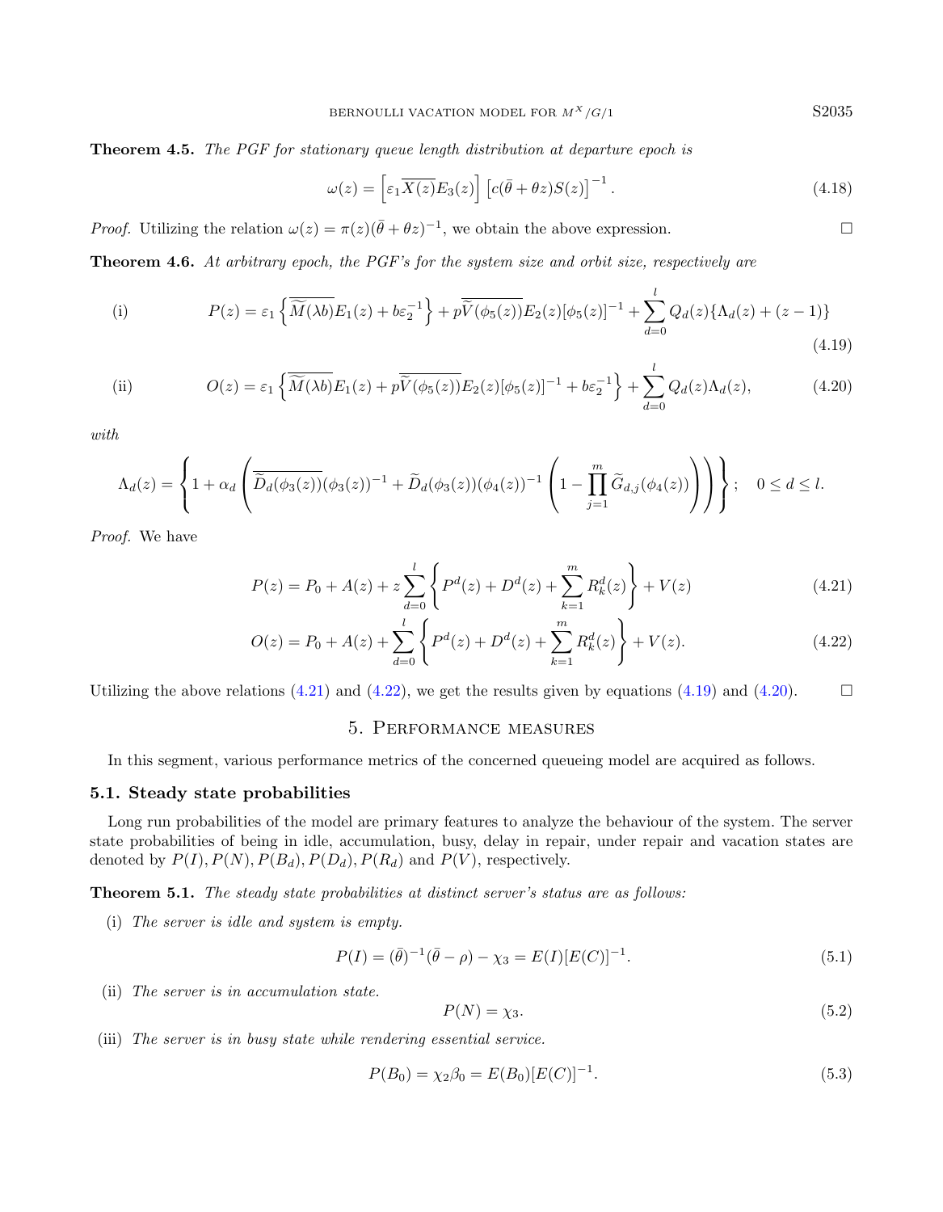**Theorem 4.5.** *The PGF for stationary queue length distribution at departure epoch is*

$$\omega(z) = \left[\varepsilon_1 \overline{X(z)} E_3(z)\right]\left[c(\bar{\theta} + \theta z) S(z)\right]^{-1}. \tag{4.18}$$

*Proof.* Utilizing the relation $\omega(z) = \pi(z)(\bar{\theta} + \theta z)^{-1}$, we obtain the above expression. □

**Theorem 4.6.** *At arbitrary epoch, the PGF's for the system size and orbit size, respectively are*

$$\text{(i)} \qquad P(z) = \varepsilon_1 \left\{ \overline{\widetilde{M}(\lambda b)} E_1(z) + b\varepsilon_2^{-1} \right\} + p\overline{\widetilde{V}(\phi_5(z))} E_2(z)[\phi_5(z)]^{-1} + \sum_{d=0}^{l} Q_d(z)\{\Lambda_d(z) + (z-1)\} \tag{4.19}$$

$$\text{(ii)} \qquad O(z) = \varepsilon_1 \left\{ \overline{\widetilde{M}(\lambda b)} E_1(z) + p\overline{\widetilde{V}(\phi_5(z))} E_2(z)[\phi_5(z)]^{-1} + b\varepsilon_2^{-1} \right\} + \sum_{d=0}^{l} Q_d(z)\Lambda_d(z), \tag{4.20}$$

*with*

$$\Lambda_d(z) = \left\{ 1 + \alpha_d \left( \overline{\widetilde{D}_d(\phi_3(z))} (\phi_3(z))^{-1} + \widetilde{D}_d(\phi_3(z))(\phi_4(z))^{-1} \left( 1 - \prod_{j=1}^{m} \widetilde{G}_{d,j}(\phi_4(z)) \right) \right) \right\}; \quad 0 \le d \le l.$$

*Proof.* We have

$$P(z) = P_0 + A(z) + z\sum_{d=0}^{l} \left\{ P^d(z) + D^d(z) + \sum_{k=1}^{m} R_k^d(z) \right\} + V(z) \tag{4.21}$$

$$O(z) = P_0 + A(z) + \sum_{d=0}^{l} \left\{ P^d(z) + D^d(z) + \sum_{k=1}^{m} R_k^d(z) \right\} + V(z). \tag{4.22}$$

Utilizing the above relations (4.21) and (4.22), we get the results given by equations (4.19) and (4.20). □

## 5. Performance measures

In this segment, various performance metrics of the concerned queueing model are acquired as follows.

### 5.1. Steady state probabilities

Long run probabilities of the model are primary features to analyze the behaviour of the system. The server state probabilities of being in idle, accumulation, busy, delay in repair, under repair and vacation states are denoted by $P(I), P(N), P(B_d), P(D_d), P(R_d)$ and $P(V)$, respectively.

**Theorem 5.1.** *The steady state probabilities at distinct server's status are as follows:*

(i) *The server is idle and system is empty.*

$$P(I) = (\bar{\theta})^{-1}(\bar{\theta} - \rho) - \chi_3 = E(I)[E(C)]^{-1}. \tag{5.1}$$

(ii) *The server is in accumulation state.*

$$P(N) = \chi_3. \tag{5.2}$$

(iii) *The server is in busy state while rendering essential service.*

$$P(B_0) = \chi_2\beta_0 = E(B_0)[E(C)]^{-1}. \tag{5.3}$$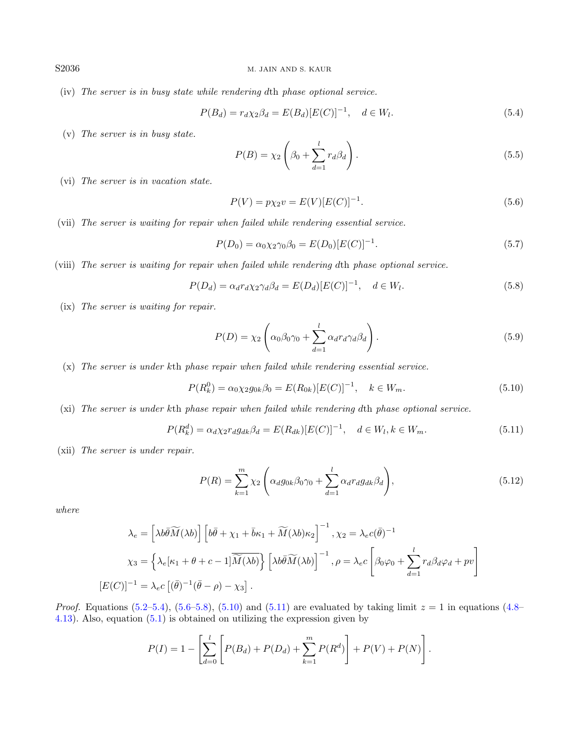(iv) *The server is in busy state while rendering* $d$th *phase optional service.*

$$P(B_d) = r_d \chi_2 \beta_d = E(B_d)[E(C)]^{-1}, \quad d \in W_l. \tag{5.4}$$

(v) *The server is in busy state.*

$$P(B) = \chi_2 \left( \beta_0 + \sum_{d=1}^{l} r_d \beta_d \right). \tag{5.5}$$

(vi) *The server is in vacation state.*

$$P(V) = p\chi_2 v = E(V)[E(C)]^{-1}. \tag{5.6}$$

(vii) *The server is waiting for repair when failed while rendering essential service.*

$$P(D_0) = \alpha_0 \chi_2 \gamma_0 \beta_0 = E(D_0)[E(C)]^{-1}. \tag{5.7}$$

(viii) *The server is waiting for repair when failed while rendering* $d$th *phase optional service.*

$$P(D_d) = \alpha_d r_d \chi_2 \gamma_d \beta_d = E(D_d)[E(C)]^{-1}, \quad d \in W_l. \tag{5.8}$$

(ix) *The server is waiting for repair.*

$$P(D) = \chi_2 \left( \alpha_0 \beta_0 \gamma_0 + \sum_{d=1}^{l} \alpha_d r_d \gamma_d \beta_d \right). \tag{5.9}$$

(x) *The server is under* $k$th *phase repair when failed while rendering essential service.*

$$P(R_k^0) = \alpha_0 \chi_2 g_{0k} \beta_0 = E(R_{0k})[E(C)]^{-1}, \quad k \in W_m. \tag{5.10}$$

(xi) *The server is under* $k$th *phase repair when failed while rendering* $d$th *phase optional service.*

$$P(R_k^d) = \alpha_d \chi_2 r_d g_{dk} \beta_d = E(R_{dk})[E(C)]^{-1}, \quad d \in W_l, k \in W_m. \tag{5.11}$$

(xii) *The server is under repair.*

$$P(R) = \sum_{k=1}^{m} \chi_2 \left( \alpha_d g_{0k} \beta_0 \gamma_0 + \sum_{d=1}^{l} \alpha_d r_d g_{dk} \beta_d \right), \tag{5.12}$$

*where*

$$\lambda_e = \left[\lambda b \bar{\theta} \widetilde{M}(\lambda b)\right] \left[b\bar{\theta} + \chi_1 + \bar{b}\kappa_1 + \widetilde{M}(\lambda b)\kappa_2\right]^{-1}, \chi_2 = \lambda_e c(\bar{\theta})^{-1}$$

$$\chi_3 = \left\{\lambda_e[\kappa_1 + \theta + c - 1]\overline{\widetilde{M}(\lambda b)}\right\} \left[\lambda b \bar{\theta} \widetilde{M}(\lambda b)\right]^{-1}, \rho = \lambda_e c \left[\beta_0 \varphi_0 + \sum_{d=1}^{l} r_d \beta_d \varphi_d + pv\right]$$

$$[E(C)]^{-1} = \lambda_e c \left[(\bar{\theta})^{-1}(\bar{\theta} - \rho) - \chi_3\right].$$

*Proof.* Equations (5.2–5.4), (5.6–5.8), (5.10) and (5.11) are evaluated by taking limit $z = 1$ in equations (4.8–4.13). Also, equation (5.1) is obtained on utilizing the expression given by

$$P(I) = 1 - \left[\sum_{d=0}^{l} \left[P(B_d) + P(D_d) + \sum_{k=1}^{m} P(R^d)\right] + P(V) + P(N)\right].$$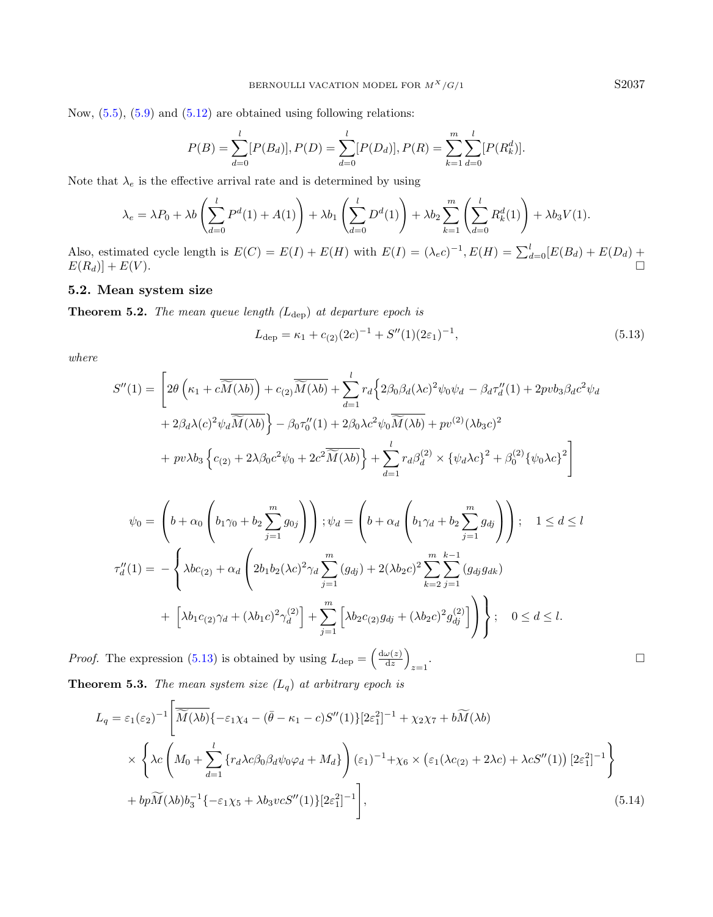Now, (5.5), (5.9) and (5.12) are obtained using following relations:

$$P(B)=\sum_{d=0}^{l}[P(B_d)],\, P(D)=\sum_{d=0}^{l}[P(D_d)],\, P(R)=\sum_{k=1}^{m}\sum_{d=0}^{l}[P(R_k^d)].$$

Note that $\lambda_e$ is the effective arrival rate and is determined by using

$$\lambda_e=\lambda P_0+\lambda b\left(\sum_{d=0}^{l}P^d(1)+A(1)\right)+\lambda b_1\left(\sum_{d=0}^{l}D^d(1)\right)+\lambda b_2\sum_{k=1}^{m}\left(\sum_{d=0}^{l}R_k^d(1)\right)+\lambda b_3 V(1).$$

Also, estimated cycle length is $E(C)=E(I)+E(H)$ with $E(I)=(\lambda_e c)^{-1}, E(H)=\sum_{d=0}^{l}[E(B_d)+E(D_d)+E(R_d)]+E(V)$. □

### 5.2. Mean system size

**Theorem 5.2.** *The mean queue length ($L_{\text{dep}}$) at departure epoch is*

$$L_{\text{dep}}=\kappa_1+c_{(2)}(2c)^{-1}+S''(1)(2\varepsilon_1)^{-1}, \tag{5.13}$$

*where*

$$\begin{aligned}
S''(1)=&\Bigg[2\theta\left(\kappa_1+c\widetilde{\widetilde{M}(\lambda b)}\right)+c_{(2)}\widetilde{\widetilde{M}(\lambda b)}+\sum_{d=1}^{l}r_d\Big\{2\beta_0\beta_d(\lambda c)^2\psi_0\psi_d-\beta_d\tau_d''(1)+2pvb_3\beta_d c^2\psi_d\\
&+2\beta_d\lambda(c)^2\psi_d\widetilde{\widetilde{M}(\lambda b)}\Big\}-\beta_0\tau_0''(1)+2\beta_0\lambda c^2\psi_0\widetilde{\widetilde{M}(\lambda b)}+pv^{(2)}(\lambda b_3 c)^2\\
&+pv\lambda b_3\left\{c_{(2)}+2\lambda\beta_0 c^2\psi_0+2c^2\widetilde{\widetilde{M}(\lambda b)}\right\}+\sum_{d=1}^{l}r_d\beta_d^{(2)}\times\{\psi_d\lambda c\}^2+\beta_0^{(2)}\{\psi_0\lambda c\}^2\Bigg]
\end{aligned}$$

$$\psi_0=\left(b+\alpha_0\left(b_1\gamma_0+b_2\sum_{j=1}^{m}g_{0j}\right)\right);\psi_d=\left(b+\alpha_d\left(b_1\gamma_d+b_2\sum_{j=1}^{m}g_{dj}\right)\right);\quad 1\le d\le l$$

$$\begin{aligned}
\tau_d''(1)=&-\Bigg\{\lambda bc_{(2)}+\alpha_d\Bigg(2b_1b_2(\lambda c)^2\gamma_d\sum_{j=1}^{m}(g_{dj})+2(\lambda b_2 c)^2\sum_{k=2}^{m}\sum_{j=1}^{k-1}(g_{dj}g_{dk})\\
&+\left[\lambda b_1 c_{(2)}\gamma_d+(\lambda b_1 c)^2\gamma_d^{(2)}\right]+\sum_{j=1}^{m}\left[\lambda b_2 c_{(2)}g_{dj}+(\lambda b_2 c)^2 g_{dj}^{(2)}\right]\Bigg)\Bigg\};\quad 0\le d\le l.
\end{aligned}$$

*Proof.* The expression (5.13) is obtained by using $L_{\text{dep}}=\left(\frac{\mathrm{d}\omega(z)}{\mathrm{d}z}\right)_{z=1}$. □

**Theorem 5.3.** *The mean system size ($L_q$) at arbitrary epoch is*

$$\begin{aligned}
L_q=&\,\varepsilon_1(\varepsilon_2)^{-1}\Bigg[\widetilde{\widetilde{M}(\lambda b)}\{-\varepsilon_1\chi_4-(\bar{\theta}-\kappa_1-c)S''(1)\}[2\varepsilon_1^2]^{-1}+\chi_2\chi_7+b\widetilde{M}(\lambda b)\\
&\times\left\{\lambda c\left(M_0+\sum_{d=1}^{l}\{r_d\lambda c\beta_0\beta_d\psi_0\varphi_d+M_d\}\right)(\varepsilon_1)^{-1}+\chi_6\times\left(\varepsilon_1(\lambda c_{(2)}+2\lambda c)+\lambda cS''(1)\right)[2\varepsilon_1^2]^{-1}\right\}\\
&+bp\widetilde{M}(\lambda b)b_3^{-1}\{-\varepsilon_1\chi_5+\lambda b_3 vcS''(1)\}[2\varepsilon_1^2]^{-1}\Bigg],
\end{aligned}\tag{5.14}$$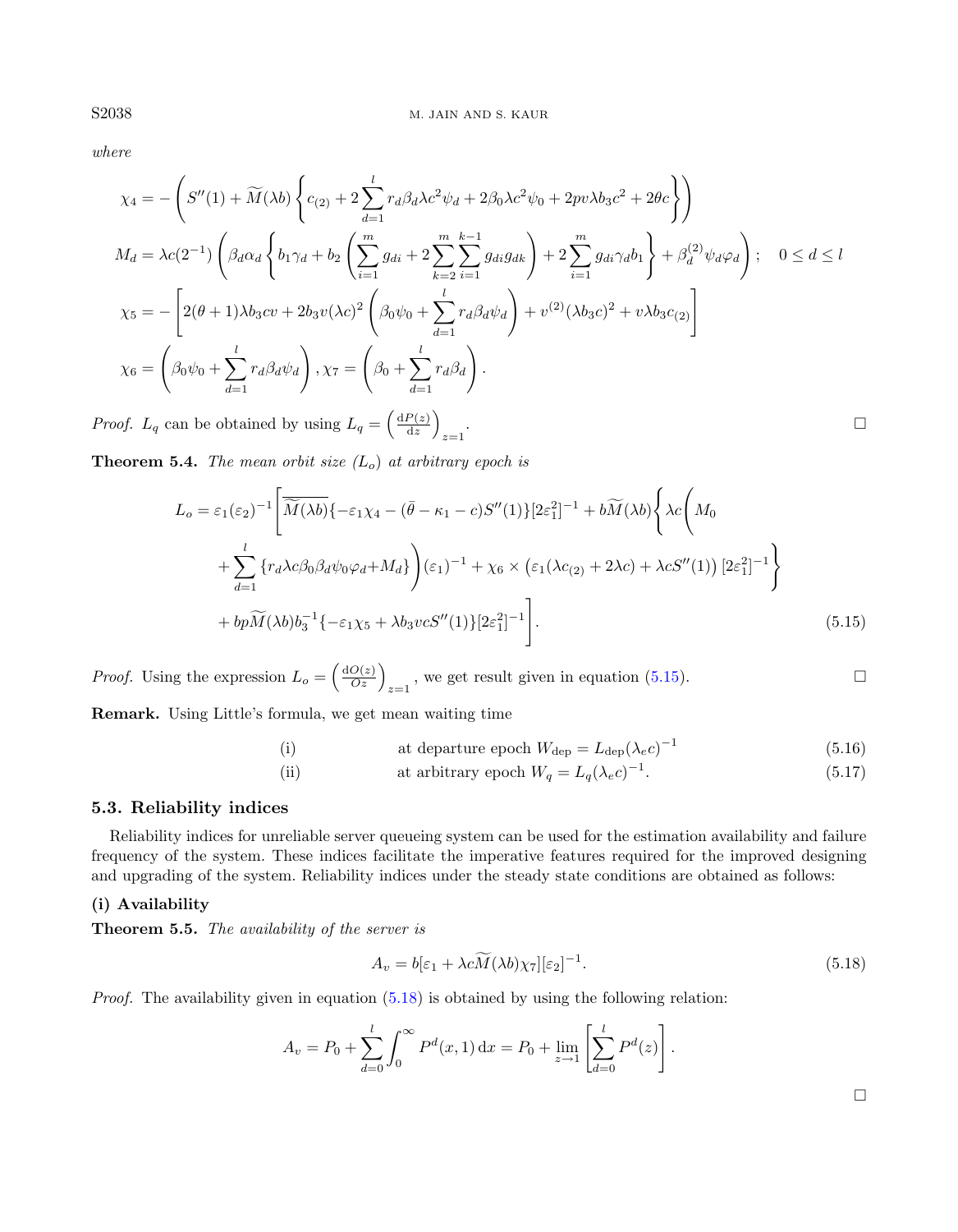where

$$\chi_4 = -\left(S''(1) + \widetilde{M}(\lambda b)\left\{c_{(2)} + 2\sum_{d=1}^{l} r_d\beta_d\lambda c^2\psi_d + 2\beta_0\lambda c^2\psi_0 + 2pv\lambda b_3 c^2 + 2\theta c\right\}\right)$$

$$M_d = \lambda c(2^{-1})\left(\beta_d\alpha_d\left\{b_1\gamma_d + b_2\left(\sum_{i=1}^{m} g_{di} + 2\sum_{k=2}^{m}\sum_{i=1}^{k-1} g_{di}g_{dk}\right) + 2\sum_{i=1}^{m} g_{di}\gamma_d b_1\right\} + \beta_d^{(2)}\psi_d\varphi_d\right); \quad 0 \le d \le l$$

$$\chi_5 = -\left[2(\theta+1)\lambda b_3 cv + 2b_3 v(\lambda c)^2\left(\beta_0\psi_0 + \sum_{d=1}^{l} r_d\beta_d\psi_d\right) + v^{(2)}(\lambda b_3 c)^2 + v\lambda b_3 c_{(2)}\right]$$

$$\chi_6 = \left(\beta_0\psi_0 + \sum_{d=1}^{l} r_d\beta_d\psi_d\right), \chi_7 = \left(\beta_0 + \sum_{d=1}^{l} r_d\beta_d\right).$$

*Proof.* $L_q$ can be obtained by using $L_q = \left(\frac{\mathrm{d}P(z)}{\mathrm{d}z}\right)_{z=1}$. ☐

**Theorem 5.4.** *The mean orbit size* ($L_o$) *at arbitrary epoch is*

$$\begin{aligned} L_o = \varepsilon_1(\varepsilon_2)^{-1}\Bigg[&\widetilde{\widetilde{M}(\lambda b)}\{-\varepsilon_1\chi_4 - (\bar{\theta} - \kappa_1 - c)S''(1)\}[2\varepsilon_1^2]^{-1} + b\widetilde{M}(\lambda b)\Bigg\{\lambda c\Bigg(M_0 \\ &+ \sum_{d=1}^{l}\{r_d\lambda c\beta_0\beta_d\psi_0\varphi_d + M_d\}\Bigg)(\varepsilon_1)^{-1} + \chi_6 \times \left(\varepsilon_1(\lambda c_{(2)} + 2\lambda c) + \lambda c S''(1)\right)[2\varepsilon_1^2]^{-1}\Bigg\} \\ &+ bp\widetilde{M}(\lambda b)b_3^{-1}\{-\varepsilon_1\chi_5 + \lambda b_3 vcS''(1)\}[2\varepsilon_1^2]^{-1}\Bigg]. \end{aligned} \tag{5.15}$$

*Proof.* Using the expression $L_o = \left(\frac{\mathrm{d}O(z)}{Oz}\right)_{z=1}$, we get result given in equation (5.15). ☐

**Remark.** Using Little's formula, we get mean waiting time

(i) at departure epoch $W_{\text{dep}} = L_{\text{dep}}(\lambda_e c)^{-1}$ (5.16)

(ii) at arbitrary epoch $W_q = L_q(\lambda_e c)^{-1}$. (5.17)

### 5.3. Reliability indices

Reliability indices for unreliable server queueing system can be used for the estimation availability and failure frequency of the system. These indices facilitate the imperative features required for the improved designing and upgrading of the system. Reliability indices under the steady state conditions are obtained as follows:

**(i) Availability**

**Theorem 5.5.** *The availability of the server is*

$$A_v = b[\varepsilon_1 + \lambda c\widetilde{M}(\lambda b)\chi_7][\varepsilon_2]^{-1}. \tag{5.18}$$

*Proof.* The availability given in equation (5.18) is obtained by using the following relation:

$$A_v = P_0 + \sum_{d=0}^{l}\int_0^\infty P^d(x,1)\,\mathrm{d}x = P_0 + \lim_{z\to 1}\left[\sum_{d=0}^{l} P^d(z)\right].$$

☐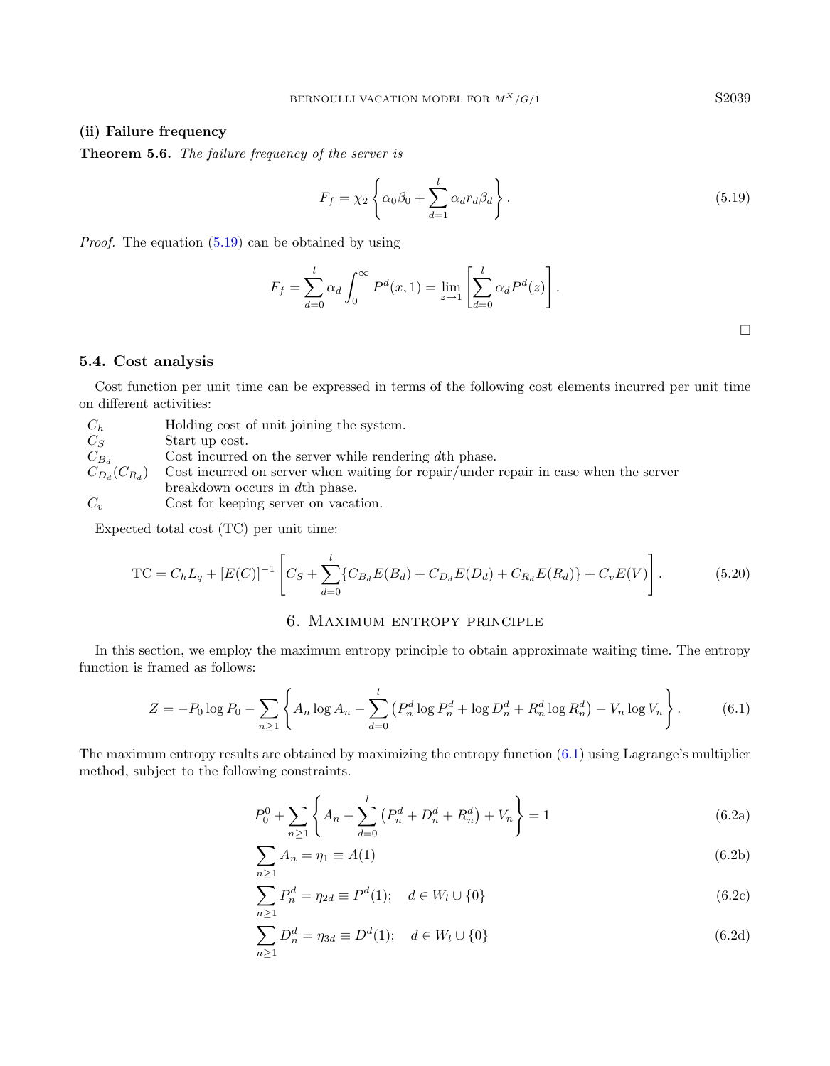### (ii) Failure frequency

**Theorem 5.6.** *The failure frequency of the server is*

$$F_f = \chi_2 \left\{ \alpha_0 \beta_0 + \sum_{d=1}^{l} \alpha_d r_d \beta_d \right\}. \tag{5.19}$$

*Proof.* The equation (5.19) can be obtained by using

$$F_f = \sum_{d=0}^{l} \alpha_d \int_0^\infty P^d(x,1) = \lim_{z \to 1} \left[ \sum_{d=0}^{l} \alpha_d P^d(z) \right].$$

□

## 5.4. Cost analysis

Cost function per unit time can be expressed in terms of the following cost elements incurred per unit time on different activities:

| | |
|---|---|
| $C_h$ | Holding cost of unit joining the system. |
| $C_S$ | Start up cost. |
| $C_{B_d}$ | Cost incurred on the server while rendering $d$th phase. |
| $C_{D_d}(C_{R_d})$ | Cost incurred on server when waiting for repair/under repair in case when the server breakdown occurs in $d$th phase. |
| $C_v$ | Cost for keeping server on vacation. |

Expected total cost (TC) per unit time:

$$\mathrm{TC} = C_h L_q + [E(C)]^{-1} \left[ C_S + \sum_{d=0}^{l} \{ C_{B_d} E(B_d) + C_{D_d} E(D_d) + C_{R_d} E(R_d) \} + C_v E(V) \right]. \tag{5.20}$$

# 6. Maximum entropy principle

In this section, we employ the maximum entropy principle to obtain approximate waiting time. The entropy function is framed as follows:

$$Z = -P_0 \log P_0 - \sum_{n \geq 1} \left\{ A_n \log A_n - \sum_{d=0}^{l} \left( P_n^d \log P_n^d + \log D_n^d + R_n^d \log R_n^d \right) - V_n \log V_n \right\}. \tag{6.1}$$

The maximum entropy results are obtained by maximizing the entropy function (6.1) using Lagrange's multiplier method, subject to the following constraints.

$$P_0^0 + \sum_{n \geq 1} \left\{ A_n + \sum_{d=0}^{l} \left( P_n^d + D_n^d + R_n^d \right) + V_n \right\} = 1 \tag{6.2a}$$

$$\sum_{n \geq 1} A_n = \eta_1 \equiv A(1) \tag{6.2b}$$

$$\sum_{n \geq 1} P_n^d = \eta_{2d} \equiv P^d(1); \quad d \in W_l \cup \{0\} \tag{6.2c}$$

$$\sum_{n \geq 1} D_n^d = \eta_{3d} \equiv D^d(1); \quad d \in W_l \cup \{0\} \tag{6.2d}$$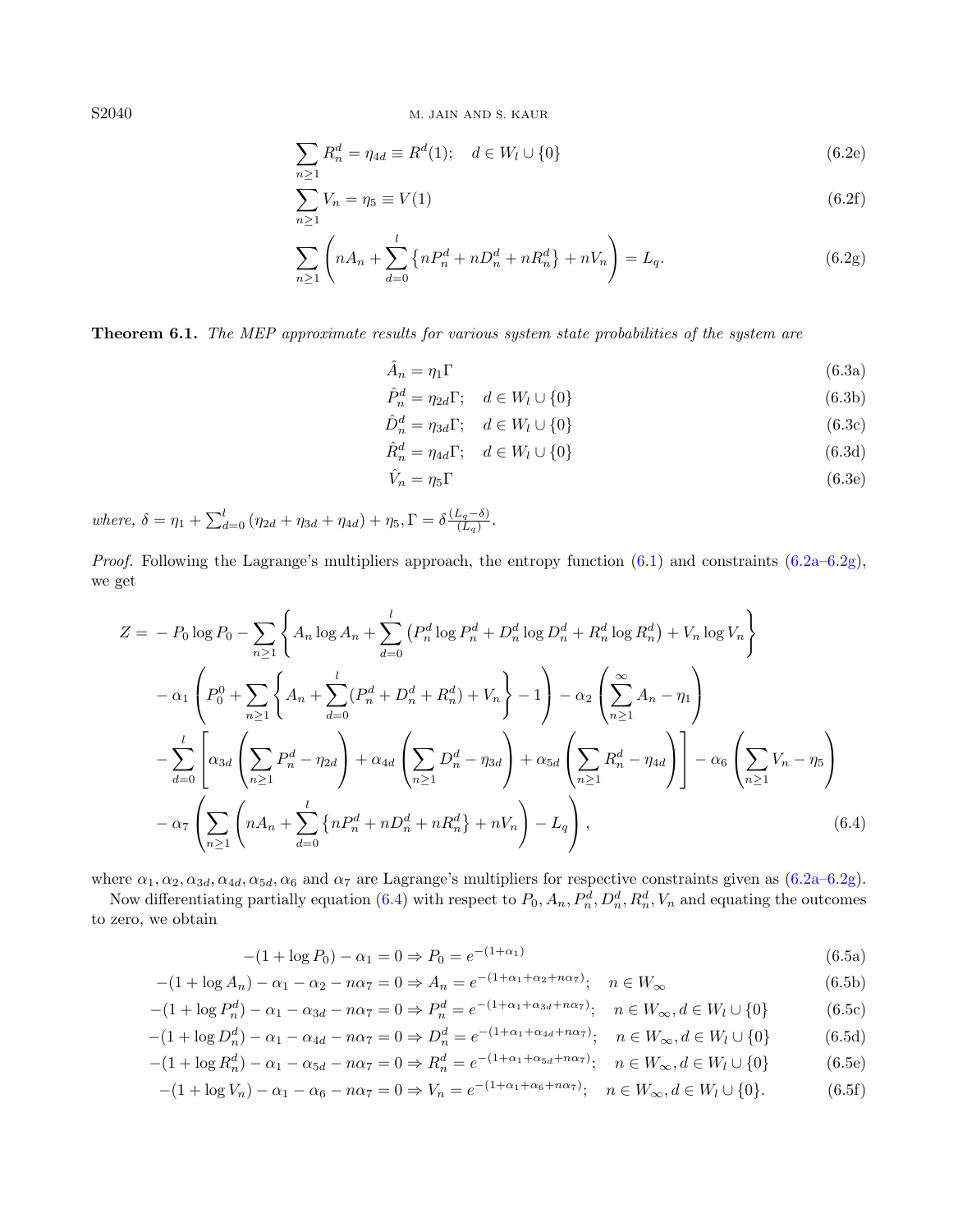$$\sum_{n\geq 1} R_n^d = \eta_{4d} \equiv R^d(1); \quad d \in W_l \cup \{0\} \tag{6.2e}$$

$$\sum_{n\geq 1} V_n = \eta_5 \equiv V(1) \tag{6.2f}$$

$$\sum_{n\geq 1} \left( nA_n + \sum_{d=0}^{l} \left\{ nP_n^d + nD_n^d + nR_n^d \right\} + nV_n \right) = L_q. \tag{6.2g}$$

**Theorem 6.1.** *The MEP approximate results for various system state probabilities of the system are*

$$\hat{A}_n = \eta_1 \Gamma \tag{6.3a}$$

$$\hat{P}_n^d = \eta_{2d}\Gamma; \quad d \in W_l \cup \{0\} \tag{6.3b}$$

$$\hat{D}_n^d = \eta_{3d}\Gamma; \quad d \in W_l \cup \{0\} \tag{6.3c}$$

$$\hat{R}_n^d = \eta_{4d}\Gamma; \quad d \in W_l \cup \{0\} \tag{6.3d}$$

$$\hat{V}_n = \eta_5 \Gamma \tag{6.3e}$$

*where,* $\delta = \eta_1 + \sum_{d=0}^{l} (\eta_{2d} + \eta_{3d} + \eta_{4d}) + \eta_5, \Gamma = \delta \frac{(L_q - \delta)}{(L_q)}$.

*Proof.* Following the Lagrange's multipliers approach, the entropy function (6.1) and constraints (6.2a–6.2g), we get

$$\begin{aligned}
Z = & -P_0 \log P_0 - \sum_{n\geq 1} \left\{ A_n \log A_n + \sum_{d=0}^{l} \left( P_n^d \log P_n^d + D_n^d \log D_n^d + R_n^d \log R_n^d \right) + V_n \log V_n \right\} \\
& - \alpha_1 \left( P_0^0 + \sum_{n\geq 1} \left\{ A_n + \sum_{d=0}^{l} (P_n^d + D_n^d + R_n^d) + V_n \right\} - 1 \right) - \alpha_2 \left( \sum_{n\geq 1}^{\infty} A_n - \eta_1 \right) \\
& - \sum_{d=0}^{l} \left[ \alpha_{3d} \left( \sum_{n\geq 1} P_n^d - \eta_{2d} \right) + \alpha_{4d} \left( \sum_{n\geq 1} D_n^d - \eta_{3d} \right) + \alpha_{5d} \left( \sum_{n\geq 1} R_n^d - \eta_{4d} \right) \right] - \alpha_6 \left( \sum_{n\geq 1} V_n - \eta_5 \right) \\
& - \alpha_7 \left( \sum_{n\geq 1} \left( nA_n + \sum_{d=0}^{l} \left\{ nP_n^d + nD_n^d + nR_n^d \right\} + nV_n \right) - L_q \right),
\end{aligned} \tag{6.4}$$

where $\alpha_1, \alpha_2, \alpha_{3d}, \alpha_{4d}, \alpha_{5d}, \alpha_6$ and $\alpha_7$ are Lagrange's multipliers for respective constraints given as (6.2a–6.2g).

Now differentiating partially equation (6.4) with respect to $P_0, A_n, P_n^d, D_n^d, R_n^d, V_n$ and equating the outcomes to zero, we obtain

$$-(1 + \log P_0) - \alpha_1 = 0 \Rightarrow P_0 = e^{-(1+\alpha_1)} \tag{6.5a}$$

$$-(1 + \log A_n) - \alpha_1 - \alpha_2 - n\alpha_7 = 0 \Rightarrow A_n = e^{-(1+\alpha_1+\alpha_2+n\alpha_7)}; \quad n \in W_\infty \tag{6.5b}$$

$$-(1 + \log P_n^d) - \alpha_1 - \alpha_{3d} - n\alpha_7 = 0 \Rightarrow P_n^d = e^{-(1+\alpha_1+\alpha_{3d}+n\alpha_7)}; \quad n \in W_\infty, d \in W_l \cup \{0\} \tag{6.5c}$$

$$-(1 + \log D_n^d) - \alpha_1 - \alpha_{4d} - n\alpha_7 = 0 \Rightarrow D_n^d = e^{-(1+\alpha_1+\alpha_{4d}+n\alpha_7)}; \quad n \in W_\infty, d \in W_l \cup \{0\} \tag{6.5d}$$

$$-(1 + \log R_n^d) - \alpha_1 - \alpha_{5d} - n\alpha_7 = 0 \Rightarrow R_n^d = e^{-(1+\alpha_1+\alpha_{5d}+n\alpha_7)}; \quad n \in W_\infty, d \in W_l \cup \{0\} \tag{6.5e}$$

$$-(1 + \log V_n) - \alpha_1 - \alpha_6 - n\alpha_7 = 0 \Rightarrow V_n = e^{-(1+\alpha_1+\alpha_6+n\alpha_7)}; \quad n \in W_\infty, d \in W_l \cup \{0\}. \tag{6.5f}$$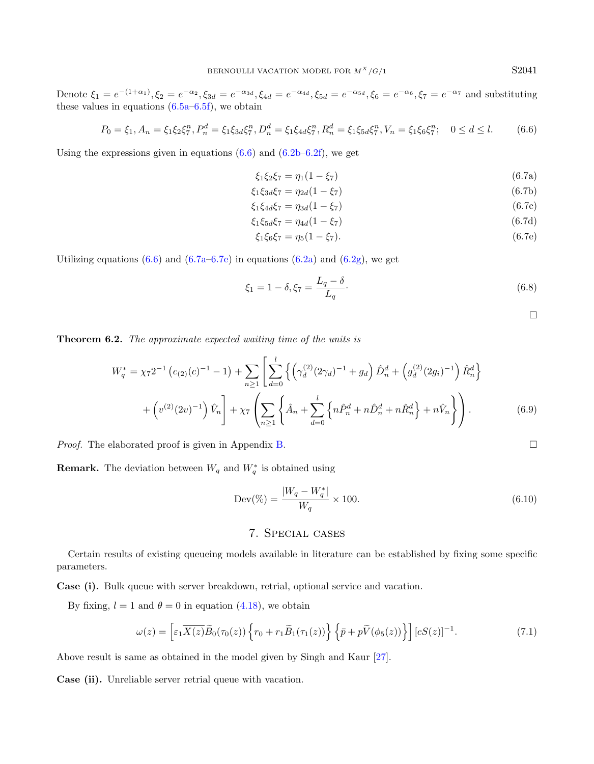Denote $\xi_1 = e^{-(1+\alpha_1)}, \xi_2 = e^{-\alpha_2}, \xi_{3d} = e^{-\alpha_{3d}}, \xi_{4d} = e^{-\alpha_{4d}}, \xi_{5d} = e^{-\alpha_{5d}}, \xi_6 = e^{-\alpha_6}, \xi_7 = e^{-\alpha_7}$ and substituting these values in equations (6.5a–6.5f), we obtain

$$P_0 = \xi_1, A_n = \xi_1\xi_2\xi_7^n, P_n^d = \xi_1\xi_{3d}\xi_7^n, D_n^d = \xi_1\xi_{4d}\xi_7^n, R_n^d = \xi_1\xi_{5d}\xi_7^n, V_n = \xi_1\xi_6\xi_7^n; \quad 0 \leq d \leq l. \tag{6.6}$$

Using the expressions given in equations (6.6) and (6.2b–6.2f), we get

$$\xi_1\xi_2\xi_7 = \eta_1(1-\xi_7) \tag{6.7a}$$

$$\xi_1\xi_{3d}\xi_7 = \eta_{2d}(1-\xi_7) \tag{6.7b}$$

$$\xi_1\xi_{4d}\xi_7 = \eta_{3d}(1-\xi_7) \tag{6.7c}$$

$$\xi_1\xi_{5d}\xi_7 = \eta_{4d}(1-\xi_7) \tag{6.7d}$$

$$\xi_1\xi_6\xi_7 = \eta_5(1-\xi_7). \tag{6.7e}$$

Utilizing equations (6.6) and (6.7a–6.7e) in equations (6.2a) and (6.2g), we get

$$\xi_1 = 1-\delta, \xi_7 = \frac{L_q - \delta}{L_q}\cdot \tag{6.8}$$

□

**Theorem 6.2.** *The approximate expected waiting time of the units is*

$$\begin{aligned} W_q^* = \chi_7 2^{-1}\left(c_{(2)}(c)^{-1} - 1\right) + \sum_{n\geq 1}\Bigg[\sum_{d=0}^{l}\Big\{\left(\left(\gamma_d^{(2)}(2\gamma_d)^{-1} + g_d\right)\hat{D}_n^d + \left(g_d^{(2)}(2g_i)^{-1}\right)\hat{R}_n^d\right\} \\ + \left(v^{(2)}(2v)^{-1}\right)\hat{V}_n\Bigg] + \chi_7\left(\sum_{n\geq 1}\left\{\hat{A}_n + \sum_{d=0}^{l}\left\{n\hat{P}_n^d + n\hat{D}_n^d + n\hat{R}_n^d\right\} + n\hat{V}_n\right\}\right). \end{aligned} \tag{6.9}$$

*Proof.* The elaborated proof is given in Appendix B. □

**Remark.** The deviation between $W_q$ and $W_q^*$ is obtained using

$$\text{Dev}(\%) = \frac{|W_q - W_q^*|}{W_q} \times 100. \tag{6.10}$$

## 7. Special cases

Certain results of existing queueing models available in literature can be established by fixing some specific parameters.

**Case (i).** Bulk queue with server breakdown, retrial, optional service and vacation.

By fixing, $l = 1$ and $\theta = 0$ in equation (4.18), we obtain

$$\omega(z) = \left[\varepsilon_1\overline{X(z)}\widetilde{B}_0(\tau_0(z))\left\{r_0 + r_1\widetilde{B}_1(\tau_1(z))\right\}\left\{\bar{p} + p\widetilde{V}(\phi_5(z))\right\}\right][cS(z)]^{-1}. \tag{7.1}$$

Above result is same as obtained in the model given by Singh and Kaur [27].

**Case (ii).** Unreliable server retrial queue with vacation.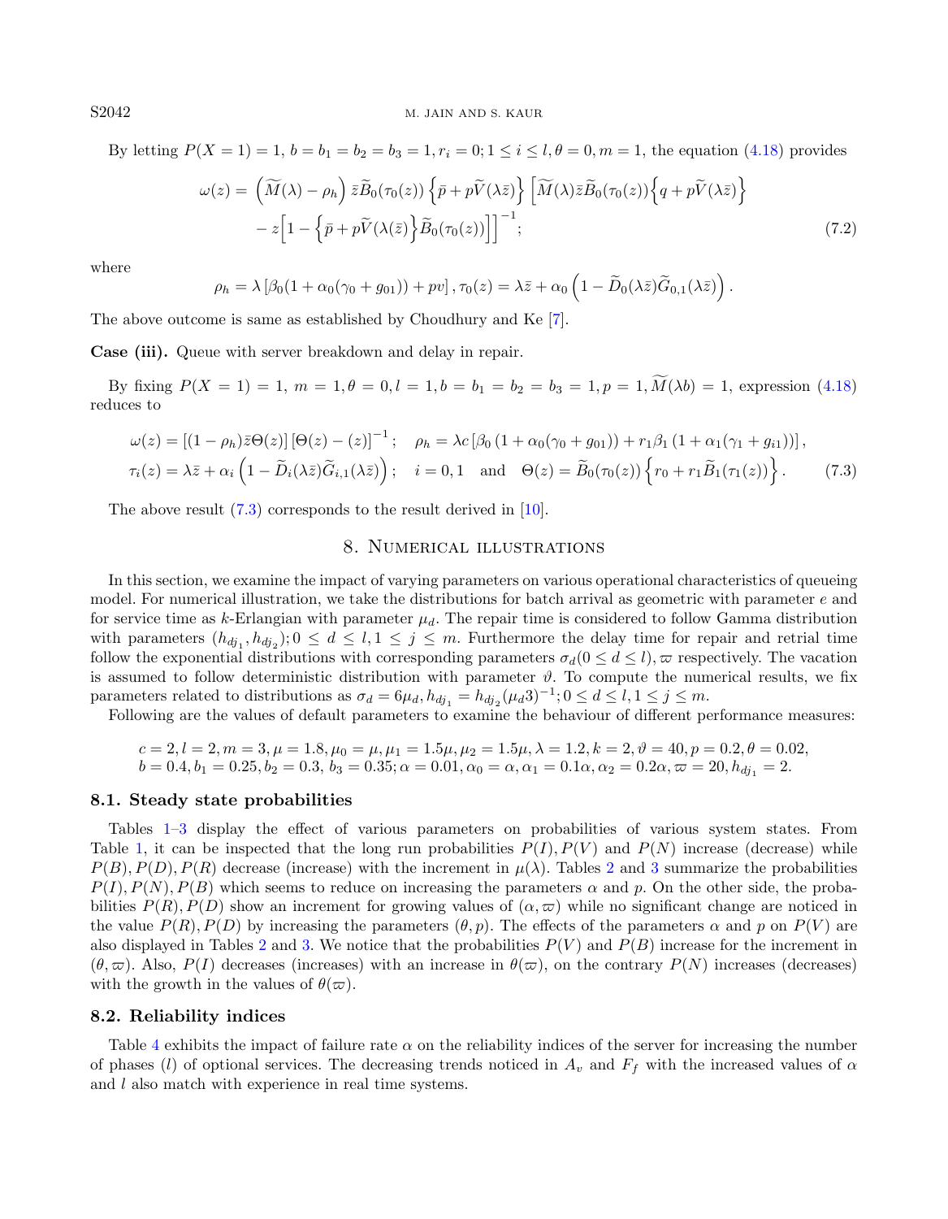By letting $P(X=1)=1$, $b=b_1=b_2=b_3=1, r_i=0; 1\le i\le l, \theta=0, m=1$, the equation (4.18) provides

$$\omega(z)=\left(\widetilde{M}(\lambda)-\rho_h\right)\bar{z}\widetilde{B}_0(\tau_0(z))\left\{\bar{p}+p\widetilde{V}(\lambda\bar{z})\right\}\Big[\widetilde{M}(\lambda)\bar{z}\widetilde{B}_0(\tau_0(z))\Big\{q+p\widetilde{V}(\lambda\bar{z})\Big\}$$
$$-z\Big[1-\Big\{\bar{p}+p\widetilde{V}(\lambda(\bar{z})\Big\}\widetilde{B}_0(\tau_0(z))\Big]\Big]^{-1}; \tag{7.2}$$

where

$$\rho_h=\lambda\left[\beta_0(1+\alpha_0(\gamma_0+g_{01}))+pv\right], \tau_0(z)=\lambda\bar{z}+\alpha_0\left(1-\widetilde{D}_0(\lambda\bar{z})\widetilde{G}_{0,1}(\lambda\bar{z})\right).$$

The above outcome is same as established by Choudhury and Ke [7].

**Case (iii).** Queue with server breakdown and delay in repair.

By fixing $P(X=1)=1$, $m=1, \theta=0, l=1, b=b_1=b_2=b_3=1, p=1, \widetilde{M}(\lambda b)=1$, expression (4.18) reduces to

$$\omega(z)=\left[(1-\rho_h)\bar{z}\Theta(z)\right]\left[\Theta(z)-(z)\right]^{-1}; \quad \rho_h=\lambda c\left[\beta_0\left(1+\alpha_0(\gamma_0+g_{01})\right)+r_1\beta_1\left(1+\alpha_1(\gamma_1+g_{i1})\right)\right],$$
$$\tau_i(z)=\lambda\bar{z}+\alpha_i\left(1-\widetilde{D}_i(\lambda\bar{z})\widetilde{G}_{i,1}(\lambda\bar{z})\right); \quad i=0,1 \quad \text{and} \quad \Theta(z)=\widetilde{B}_0(\tau_0(z))\left\{r_0+r_1\widetilde{B}_1(\tau_1(z))\right\}. \tag{7.3}$$

The above result (7.3) corresponds to the result derived in [10].

## 8. Numerical illustrations

In this section, we examine the impact of varying parameters on various operational characteristics of queueing model. For numerical illustration, we take the distributions for batch arrival as geometric with parameter $e$ and for service time as $k$-Erlangian with parameter $\mu_d$. The repair time is considered to follow Gamma distribution with parameters $(h_{dj_1}, h_{dj_2}); 0\le d\le l, 1\le j\le m$. Furthermore the delay time for repair and retrial time follow the exponential distributions with corresponding parameters $\sigma_d(0\le d\le l), \varpi$ respectively. The vacation is assumed to follow deterministic distribution with parameter $\vartheta$. To compute the numerical results, we fix parameters related to distributions as $\sigma_d=6\mu_d, h_{dj_1}=h_{dj_2}(\mu_d 3)^{-1}; 0\le d\le l, 1\le j\le m$.

Following are the values of default parameters to examine the behaviour of different performance measures:

$$c=2, l=2, m=3, \mu=1.8, \mu_0=\mu, \mu_1=1.5\mu, \mu_2=1.5\mu, \lambda=1.2, k=2, \vartheta=40, p=0.2, \theta=0.02,$$
$$b=0.4, b_1=0.25, b_2=0.3, b_3=0.35; \alpha=0.01, \alpha_0=\alpha, \alpha_1=0.1\alpha, \alpha_2=0.2\alpha, \varpi=20, h_{dj_1}=2.$$

### 8.1. Steady state probabilities

Tables 1–3 display the effect of various parameters on probabilities of various system states. From Table 1, it can be inspected that the long run probabilities $P(I), P(V)$ and $P(N)$ increase (decrease) while $P(B), P(D), P(R)$ decrease (increase) with the increment in $\mu(\lambda)$. Tables 2 and 3 summarize the probabilities $P(I), P(N), P(B)$ which seems to reduce on increasing the parameters $\alpha$ and $p$. On the other side, the probabilities $P(R), P(D)$ show an increment for growing values of $(\alpha, \varpi)$ while no significant change are noticed in the value $P(R), P(D)$ by increasing the parameters $(\theta, p)$. The effects of the parameters $\alpha$ and $p$ on $P(V)$ are also displayed in Tables 2 and 3. We notice that the probabilities $P(V)$ and $P(B)$ increase for the increment in $(\theta, \varpi)$. Also, $P(I)$ decreases (increases) with an increase in $\theta(\varpi)$, on the contrary $P(N)$ increases (decreases) with the growth in the values of $\theta(\varpi)$.

### 8.2. Reliability indices

Table 4 exhibits the impact of failure rate $\alpha$ on the reliability indices of the server for increasing the number of phases ($l$) of optional services. The decreasing trends noticed in $A_v$ and $F_f$ with the increased values of $\alpha$ and $l$ also match with experience in real time systems.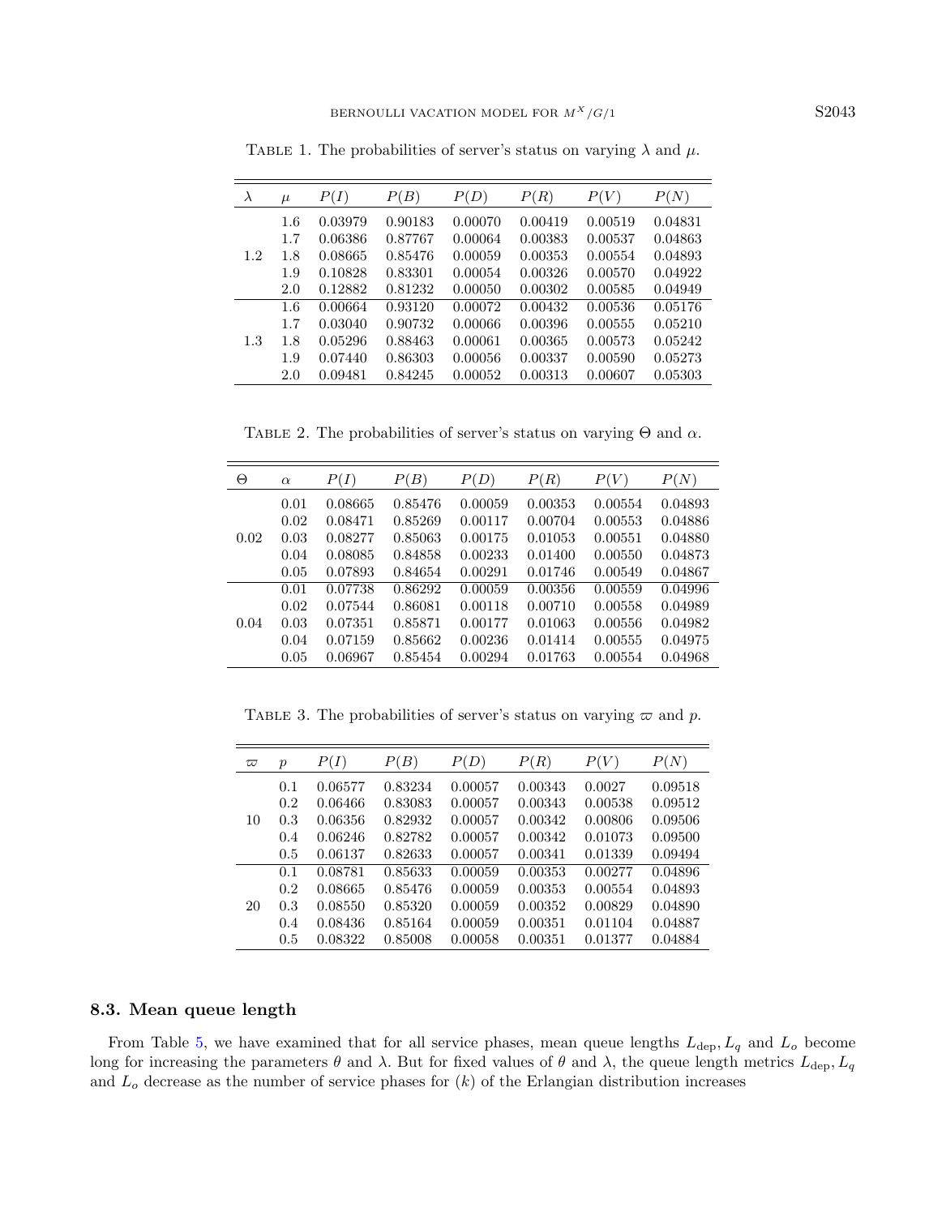Table 1. The probabilities of server's status on varying $\lambda$ and $\mu$.

| $\lambda$ | $\mu$ | $P(I)$ | $P(B)$ | $P(D)$ | $P(R)$ | $P(V)$ | $P(N)$ |
|---|---|---|---|---|---|---|---|
| 1.2 | 1.6 | 0.03979 | 0.90183 | 0.00070 | 0.00419 | 0.00519 | 0.04831 |
| | 1.7 | 0.06386 | 0.87767 | 0.00064 | 0.00383 | 0.00537 | 0.04863 |
| | 1.8 | 0.08665 | 0.85476 | 0.00059 | 0.00353 | 0.00554 | 0.04893 |
| | 1.9 | 0.10828 | 0.83301 | 0.00054 | 0.00326 | 0.00570 | 0.04922 |
| | 2.0 | 0.12882 | 0.81232 | 0.00050 | 0.00302 | 0.00585 | 0.04949 |
| 1.3 | 1.6 | 0.00664 | 0.93120 | 0.00072 | 0.00432 | 0.00536 | 0.05176 |
| | 1.7 | 0.03040 | 0.90732 | 0.00066 | 0.00396 | 0.00555 | 0.05210 |
| | 1.8 | 0.05296 | 0.88463 | 0.00061 | 0.00365 | 0.00573 | 0.05242 |
| | 1.9 | 0.07440 | 0.86303 | 0.00056 | 0.00337 | 0.00590 | 0.05273 |
| | 2.0 | 0.09481 | 0.84245 | 0.00052 | 0.00313 | 0.00607 | 0.05303 |

Table 2. The probabilities of server's status on varying $\Theta$ and $\alpha$.

| $\Theta$ | $\alpha$ | $P(I)$ | $P(B)$ | $P(D)$ | $P(R)$ | $P(V)$ | $P(N)$ |
|---|---|---|---|---|---|---|---|
| 0.02 | 0.01 | 0.08665 | 0.85476 | 0.00059 | 0.00353 | 0.00554 | 0.04893 |
| | 0.02 | 0.08471 | 0.85269 | 0.00117 | 0.00704 | 0.00553 | 0.04886 |
| | 0.03 | 0.08277 | 0.85063 | 0.00175 | 0.01053 | 0.00551 | 0.04880 |
| | 0.04 | 0.08085 | 0.84858 | 0.00233 | 0.01400 | 0.00550 | 0.04873 |
| | 0.05 | 0.07893 | 0.84654 | 0.00291 | 0.01746 | 0.00549 | 0.04867 |
| 0.04 | 0.01 | 0.07738 | 0.86292 | 0.00059 | 0.00356 | 0.00559 | 0.04996 |
| | 0.02 | 0.07544 | 0.86081 | 0.00118 | 0.00710 | 0.00558 | 0.04989 |
| | 0.03 | 0.07351 | 0.85871 | 0.00177 | 0.01063 | 0.00556 | 0.04982 |
| | 0.04 | 0.07159 | 0.85662 | 0.00236 | 0.01414 | 0.00555 | 0.04975 |
| | 0.05 | 0.06967 | 0.85454 | 0.00294 | 0.01763 | 0.00554 | 0.04968 |

Table 3. The probabilities of server's status on varying $\varpi$ and $p$.

| $\varpi$ | $p$ | $P(I)$ | $P(B)$ | $P(D)$ | $P(R)$ | $P(V)$ | $P(N)$ |
|---|---|---|---|---|---|---|---|
| 10 | 0.1 | 0.06577 | 0.83234 | 0.00057 | 0.00343 | 0.0027 | 0.09518 |
| | 0.2 | 0.06466 | 0.83083 | 0.00057 | 0.00343 | 0.00538 | 0.09512 |
| | 0.3 | 0.06356 | 0.82932 | 0.00057 | 0.00342 | 0.00806 | 0.09506 |
| | 0.4 | 0.06246 | 0.82782 | 0.00057 | 0.00342 | 0.01073 | 0.09500 |
| | 0.5 | 0.06137 | 0.82633 | 0.00057 | 0.00341 | 0.01339 | 0.09494 |
| 20 | 0.1 | 0.08781 | 0.85633 | 0.00059 | 0.00353 | 0.00277 | 0.04896 |
| | 0.2 | 0.08665 | 0.85476 | 0.00059 | 0.00353 | 0.00554 | 0.04893 |
| | 0.3 | 0.08550 | 0.85320 | 0.00059 | 0.00352 | 0.00829 | 0.04890 |
| | 0.4 | 0.08436 | 0.85164 | 0.00059 | 0.00351 | 0.01104 | 0.04887 |
| | 0.5 | 0.08322 | 0.85008 | 0.00058 | 0.00351 | 0.01377 | 0.04884 |

### 8.3. Mean queue length

From Table 5, we have examined that for all service phases, mean queue lengths $L_{\text{dep}}, L_q$ and $L_o$ become long for increasing the parameters $\theta$ and $\lambda$. But for fixed values of $\theta$ and $\lambda$, the queue length metrics $L_{\text{dep}}, L_q$ and $L_o$ decrease as the number of service phases for $(k)$ of the Erlangian distribution increases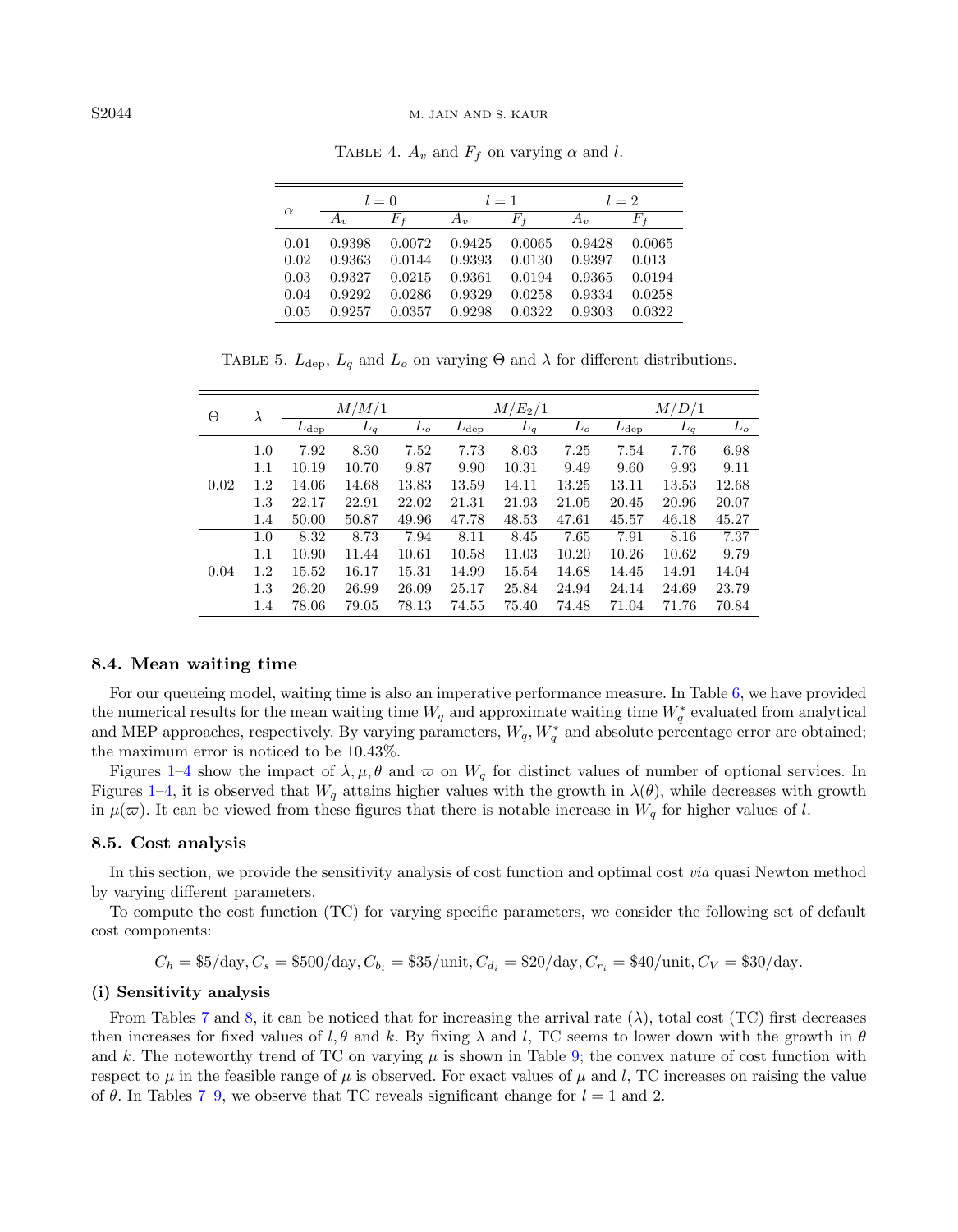Table 4. $A_v$ and $F_f$ on varying $\alpha$ and $l$.

| $\alpha$ | $l=0$ | | $l=1$ | | $l=2$ | |
|---|---|---|---|---|---|---|
| | $A_v$ | $F_f$ | $A_v$ | $F_f$ | $A_v$ | $F_f$ |
| 0.01 | 0.9398 | 0.0072 | 0.9425 | 0.0065 | 0.9428 | 0.0065 |
| 0.02 | 0.9363 | 0.0144 | 0.9393 | 0.0130 | 0.9397 | 0.013 |
| 0.03 | 0.9327 | 0.0215 | 0.9361 | 0.0194 | 0.9365 | 0.0194 |
| 0.04 | 0.9292 | 0.0286 | 0.9329 | 0.0258 | 0.9334 | 0.0258 |
| 0.05 | 0.9257 | 0.0357 | 0.9298 | 0.0322 | 0.9303 | 0.0322 |

Table 5. $L_{\text{dep}}$, $L_q$ and $L_o$ on varying $\Theta$ and $\lambda$ for different distributions.

| $\Theta$ | $\lambda$ | $M/M/1$ | | | $M/E_2/1$ | | | $M/D/1$ | | |
|---|---|---|---|---|---|---|---|---|---|---|
| | | $L_{\text{dep}}$ | $L_q$ | $L_o$ | $L_{\text{dep}}$ | $L_q$ | $L_o$ | $L_{\text{dep}}$ | $L_q$ | $L_o$ |
| 0.02 | 1.0 | 7.92 | 8.30 | 7.52 | 7.73 | 8.03 | 7.25 | 7.54 | 7.76 | 6.98 |
| | 1.1 | 10.19 | 10.70 | 9.87 | 9.90 | 10.31 | 9.49 | 9.60 | 9.93 | 9.11 |
| | 1.2 | 14.06 | 14.68 | 13.83 | 13.59 | 14.11 | 13.25 | 13.11 | 13.53 | 12.68 |
| | 1.3 | 22.17 | 22.91 | 22.02 | 21.31 | 21.93 | 21.05 | 20.45 | 20.96 | 20.07 |
| | 1.4 | 50.00 | 50.87 | 49.96 | 47.78 | 48.53 | 47.61 | 45.57 | 46.18 | 45.27 |
| 0.04 | 1.0 | 8.32 | 8.73 | 7.94 | 8.11 | 8.45 | 7.65 | 7.91 | 8.16 | 7.37 |
| | 1.1 | 10.90 | 11.44 | 10.61 | 10.58 | 11.03 | 10.20 | 10.26 | 10.62 | 9.79 |
| | 1.2 | 15.52 | 16.17 | 15.31 | 14.99 | 15.54 | 14.68 | 14.45 | 14.91 | 14.04 |
| | 1.3 | 26.20 | 26.99 | 26.09 | 25.17 | 25.84 | 24.94 | 24.14 | 24.69 | 23.79 |
| | 1.4 | 78.06 | 79.05 | 78.13 | 74.55 | 75.40 | 74.48 | 71.04 | 71.76 | 70.84 |

### 8.4. Mean waiting time

For our queueing model, waiting time is also an imperative performance measure. In Table 6, we have provided the numerical results for the mean waiting time $W_q$ and approximate waiting time $W_q^*$ evaluated from analytical and MEP approaches, respectively. By varying parameters, $W_q, W_q^*$ and absolute percentage error are obtained; the maximum error is noticed to be 10.43%.

Figures 1–4 show the impact of $\lambda, \mu, \theta$ and $\varpi$ on $W_q$ for distinct values of number of optional services. In Figures 1–4, it is observed that $W_q$ attains higher values with the growth in $\lambda(\theta)$, while decreases with growth in $\mu(\varpi)$. It can be viewed from these figures that there is notable increase in $W_q$ for higher values of $l$.

### 8.5. Cost analysis

In this section, we provide the sensitivity analysis of cost function and optimal cost *via* quasi Newton method by varying different parameters.

To compute the cost function (TC) for varying specific parameters, we consider the following set of default cost components:

$$C_h = \$5/\text{day}, C_s = \$500/\text{day}, C_{b_i} = \$35/\text{unit}, C_{d_i} = \$20/\text{day}, C_{r_i} = \$40/\text{unit}, C_V = \$30/\text{day}.$$

**(i) Sensitivity analysis**

From Tables 7 and 8, it can be noticed that for increasing the arrival rate ($\lambda$), total cost (TC) first decreases then increases for fixed values of $l, \theta$ and $k$. By fixing $\lambda$ and $l$, TC seems to lower down with the growth in $\theta$ and $k$. The noteworthy trend of TC on varying $\mu$ is shown in Table 9; the convex nature of cost function with respect to $\mu$ in the feasible range of $\mu$ is observed. For exact values of $\mu$ and $l$, TC increases on raising the value of $\theta$. In Tables 7–9, we observe that TC reveals significant change for $l = 1$ and 2.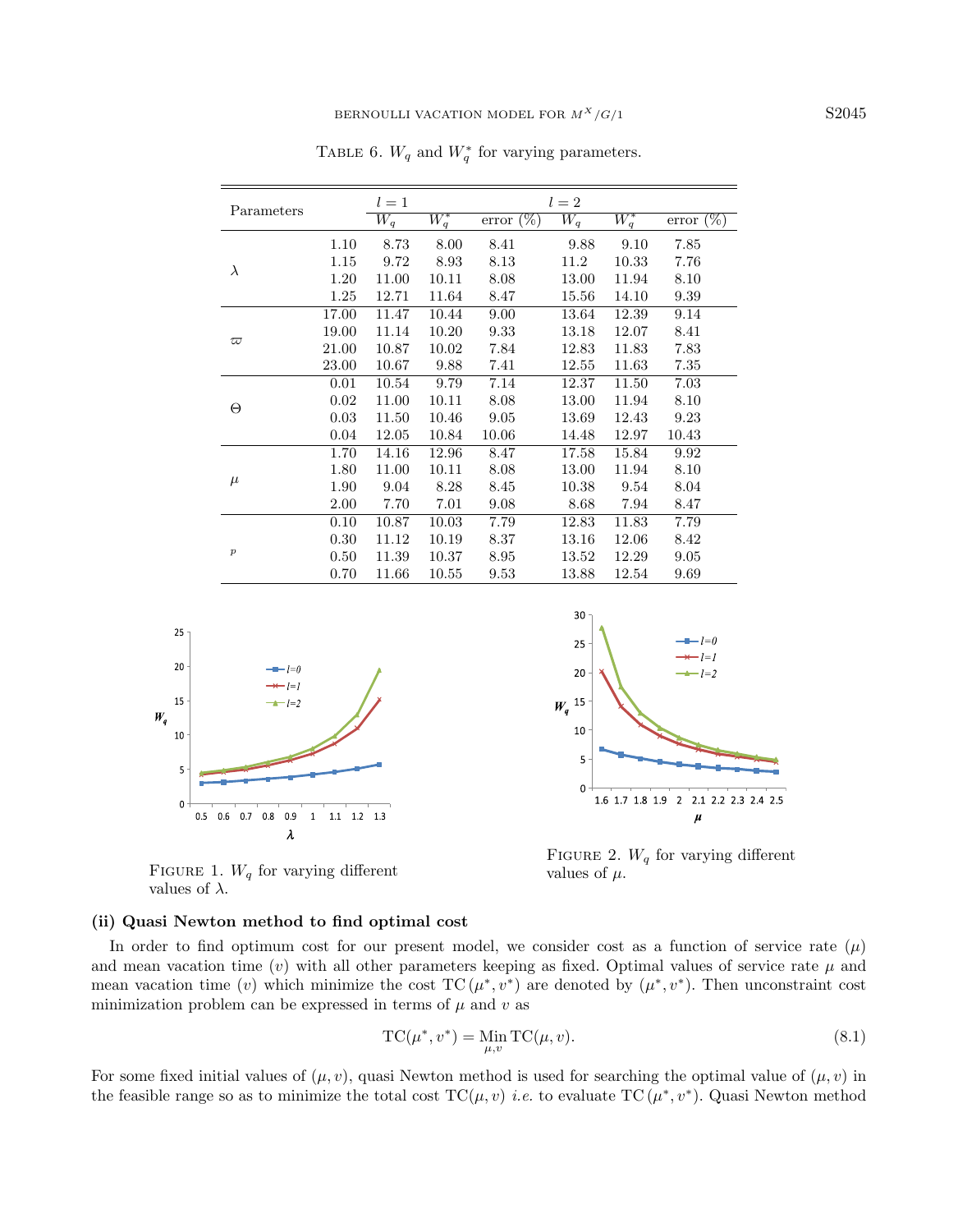TABLE 6. $W_q$ and $W_q^*$ for varying parameters.

| Parameters | | $l=1$ | | | $l=2$ | | |
|---|---|---|---|---|---|---|---|
| | | $W_q$ | $W_q^*$ | error (%) | $W_q$ | $W_q^*$ | error (%) |
| $\lambda$ | 1.10 | 8.73 | 8.00 | 8.41 | 9.88 | 9.10 | 7.85 |
| | 1.15 | 9.72 | 8.93 | 8.13 | 11.2 | 10.33 | 7.76 |
| | 1.20 | 11.00 | 10.11 | 8.08 | 13.00 | 11.94 | 8.10 |
| | 1.25 | 12.71 | 11.64 | 8.47 | 15.56 | 14.10 | 9.39 |
| $\varpi$ | 17.00 | 11.47 | 10.44 | 9.00 | 13.64 | 12.39 | 9.14 |
| | 19.00 | 11.14 | 10.20 | 9.33 | 13.18 | 12.07 | 8.41 |
| | 21.00 | 10.87 | 10.02 | 7.84 | 12.83 | 11.83 | 7.83 |
| | 23.00 | 10.67 | 9.88 | 7.41 | 12.55 | 11.63 | 7.35 |
| $\Theta$ | 0.01 | 10.54 | 9.79 | 7.14 | 12.37 | 11.50 | 7.03 |
| | 0.02 | 11.00 | 10.11 | 8.08 | 13.00 | 11.94 | 8.10 |
| | 0.03 | 11.50 | 10.46 | 9.05 | 13.69 | 12.43 | 9.23 |
| | 0.04 | 12.05 | 10.84 | 10.06 | 14.48 | 12.97 | 10.43 |
| $\mu$ | 1.70 | 14.16 | 12.96 | 8.47 | 17.58 | 15.84 | 9.92 |
| | 1.80 | 11.00 | 10.11 | 8.08 | 13.00 | 11.94 | 8.10 |
| | 1.90 | 9.04 | 8.28 | 8.45 | 10.38 | 9.54 | 8.04 |
| | 2.00 | 7.70 | 7.01 | 9.08 | 8.68 | 7.94 | 8.47 |
| $p$ | 0.10 | 10.87 | 10.03 | 7.79 | 12.83 | 11.83 | 7.79 |
| | 0.30 | 11.12 | 10.19 | 8.37 | 13.16 | 12.06 | 8.42 |
| | 0.50 | 11.39 | 10.37 | 8.95 | 13.52 | 12.29 | 9.05 |
| | 0.70 | 11.66 | 10.55 | 9.53 | 13.88 | 12.54 | 9.69 |

FIGURE 1. $W_q$ for varying different values of $\lambda$.

FIGURE 2. $W_q$ for varying different values of $\mu$.

**(ii) Quasi Newton method to find optimal cost**

In order to find optimum cost for our present model, we consider cost as a function of service rate ($\mu$) and mean vacation time ($v$) with all other parameters keeping as fixed. Optimal values of service rate $\mu$ and mean vacation time ($v$) which minimize the cost $\mathrm{TC}(\mu^*, v^*)$ are denoted by $(\mu^*, v^*)$. Then unconstraint cost minimization problem can be expressed in terms of $\mu$ and $v$ as

$$\mathrm{TC}(\mu^*, v^*) = \underset{\mu,v}{\mathrm{Min}}\, \mathrm{TC}(\mu, v). \tag{8.1}$$

For some fixed initial values of $(\mu, v)$, quasi Newton method is used for searching the optimal value of $(\mu, v)$ in the feasible range so as to minimize the total cost $\mathrm{TC}(\mu, v)$ *i.e.* to evaluate $\mathrm{TC}(\mu^*, v^*)$. Quasi Newton method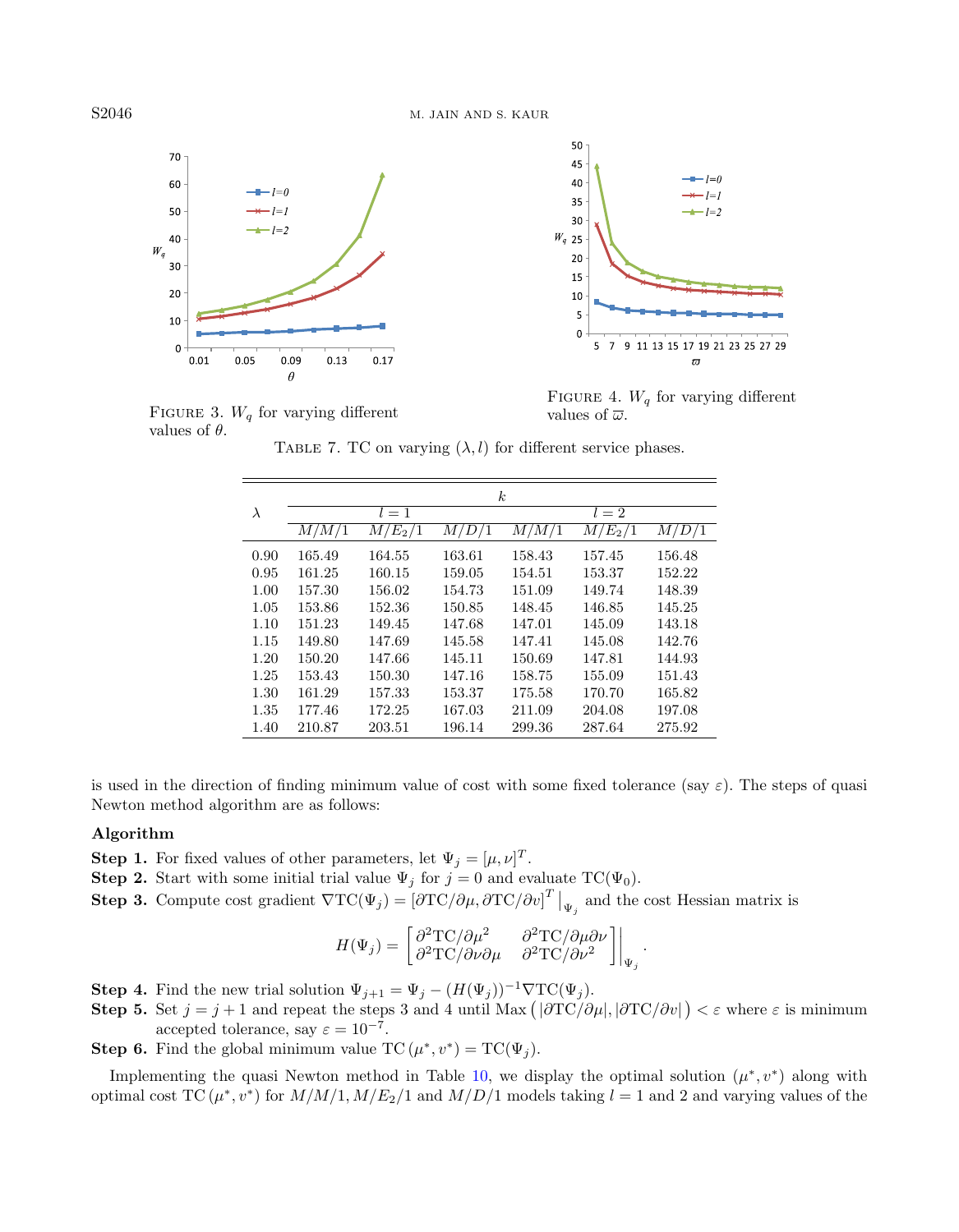FIGURE 3. $W_q$ for varying different values of $\theta$.

FIGURE 4. $W_q$ for varying different values of $\varpi$.

TABLE 7. TC on varying $(\lambda, l)$ for different service phases.

| $\lambda$ | $k$ | | | | | |
|---|---|---|---|---|---|---|
| | $l=1$ | | | $l=2$ | | |
| | $M/M/1$ | $M/E_2/1$ | $M/D/1$ | $M/M/1$ | $M/E_2/1$ | $M/D/1$ |
| 0.90 | 165.49 | 164.55 | 163.61 | 158.43 | 157.45 | 156.48 |
| 0.95 | 161.25 | 160.15 | 159.05 | 154.51 | 153.37 | 152.22 |
| 1.00 | 157.30 | 156.02 | 154.73 | 151.09 | 149.74 | 148.39 |
| 1.05 | 153.86 | 152.36 | 150.85 | 148.45 | 146.85 | 145.25 |
| 1.10 | 151.23 | 149.45 | 147.68 | 147.01 | 145.09 | 143.18 |
| 1.15 | 149.80 | 147.69 | 145.58 | 147.41 | 145.08 | 142.76 |
| 1.20 | 150.20 | 147.66 | 145.11 | 150.69 | 147.81 | 144.93 |
| 1.25 | 153.43 | 150.30 | 147.16 | 158.75 | 155.09 | 151.43 |
| 1.30 | 161.29 | 157.33 | 153.37 | 175.58 | 170.70 | 165.82 |
| 1.35 | 177.46 | 172.25 | 167.03 | 211.09 | 204.08 | 197.08 |
| 1.40 | 210.87 | 203.51 | 196.14 | 299.36 | 287.64 | 275.92 |

is used in the direction of finding minimum value of cost with some fixed tolerance (say $\varepsilon$). The steps of quasi Newton method algorithm are as follows:

**Algorithm**

**Step 1.** For fixed values of other parameters, let $\Psi_j = [\mu, \nu]^T$.

**Step 2.** Start with some initial trial value $\Psi_j$ for $j = 0$ and evaluate $\mathrm{TC}(\Psi_0)$.

**Step 3.** Compute cost gradient $\nabla \mathrm{TC}(\Psi_j) = [\partial \mathrm{TC}/\partial \mu, \partial \mathrm{TC}/\partial v]^T \big|_{\Psi_j}$ and the cost Hessian matrix is

$$H(\Psi_j) = \begin{bmatrix} \partial^2 \mathrm{TC}/\partial \mu^2 & \partial^2 \mathrm{TC}/\partial \mu \partial \nu \\ \partial^2 \mathrm{TC}/\partial \nu \partial \mu & \partial^2 \mathrm{TC}/\partial \nu^2 \end{bmatrix} \Bigg|_{\Psi_j}.$$

**Step 4.** Find the new trial solution $\Psi_{j+1} = \Psi_j - (H(\Psi_j))^{-1} \nabla \mathrm{TC}(\Psi_j)$.

**Step 5.** Set $j = j + 1$ and repeat the steps 3 and 4 until $\mathrm{Max}\left(|\partial \mathrm{TC}/\partial \mu|, |\partial \mathrm{TC}/\partial v|\right) < \varepsilon$ where $\varepsilon$ is minimum accepted tolerance, say $\varepsilon = 10^{-7}$.

**Step 6.** Find the global minimum value $\mathrm{TC}(\mu^*, v^*) = \mathrm{TC}(\Psi_j)$.

Implementing the quasi Newton method in Table 10, we display the optimal solution $(\mu^*, v^*)$ along with optimal cost $\mathrm{TC}(\mu^*, v^*)$ for $M/M/1, M/E_2/1$ and $M/D/1$ models taking $l = 1$ and 2 and varying values of the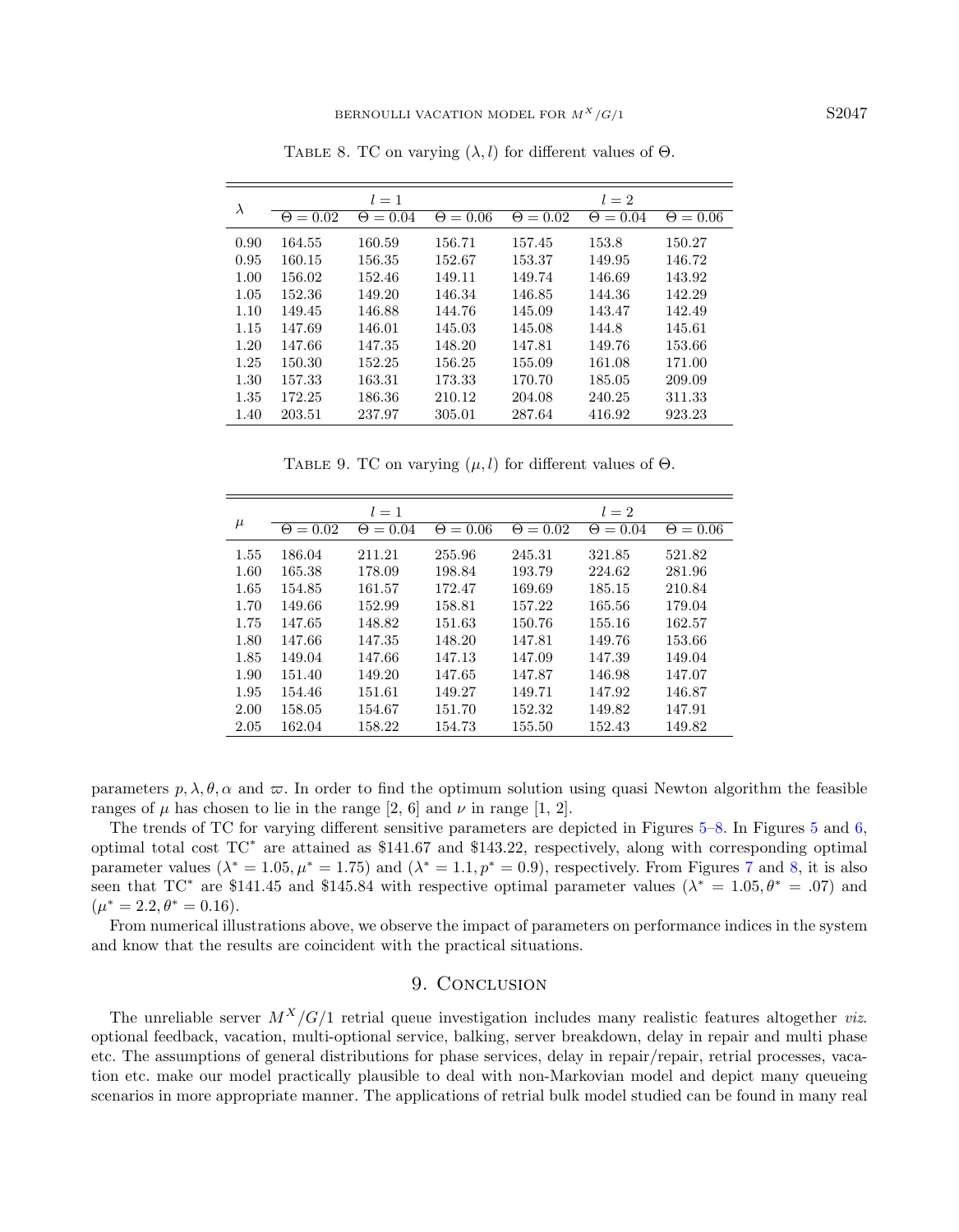Table 8. TC on varying $(\lambda, l)$ for different values of $\Theta$.

| $\lambda$ | $l = 1$ | | | $l = 2$ | | |
|---|---|---|---|---|---|---|
| | $\Theta = 0.02$ | $\Theta = 0.04$ | $\Theta = 0.06$ | $\Theta = 0.02$ | $\Theta = 0.04$ | $\Theta = 0.06$ |
| 0.90 | 164.55 | 160.59 | 156.71 | 157.45 | 153.8 | 150.27 |
| 0.95 | 160.15 | 156.35 | 152.67 | 153.37 | 149.95 | 146.72 |
| 1.00 | 156.02 | 152.46 | 149.11 | 149.74 | 146.69 | 143.92 |
| 1.05 | 152.36 | 149.20 | 146.34 | 146.85 | 144.36 | 142.29 |
| 1.10 | 149.45 | 146.88 | 144.76 | 145.09 | 143.47 | 142.49 |
| 1.15 | 147.69 | 146.01 | 145.03 | 145.08 | 144.8 | 145.61 |
| 1.20 | 147.66 | 147.35 | 148.20 | 147.81 | 149.76 | 153.66 |
| 1.25 | 150.30 | 152.25 | 156.25 | 155.09 | 161.08 | 171.00 |
| 1.30 | 157.33 | 163.31 | 173.33 | 170.70 | 185.05 | 209.09 |
| 1.35 | 172.25 | 186.36 | 210.12 | 204.08 | 240.25 | 311.33 |
| 1.40 | 203.51 | 237.97 | 305.01 | 287.64 | 416.92 | 923.23 |

Table 9. TC on varying $(\mu, l)$ for different values of $\Theta$.

| $\mu$ | $l = 1$ | | | $l = 2$ | | |
|---|---|---|---|---|---|---|
| | $\Theta = 0.02$ | $\Theta = 0.04$ | $\Theta = 0.06$ | $\Theta = 0.02$ | $\Theta = 0.04$ | $\Theta = 0.06$ |
| 1.55 | 186.04 | 211.21 | 255.96 | 245.31 | 321.85 | 521.82 |
| 1.60 | 165.38 | 178.09 | 198.84 | 193.79 | 224.62 | 281.96 |
| 1.65 | 154.85 | 161.57 | 172.47 | 169.69 | 185.15 | 210.84 |
| 1.70 | 149.66 | 152.99 | 158.81 | 157.22 | 165.56 | 179.04 |
| 1.75 | 147.65 | 148.82 | 151.63 | 150.76 | 155.16 | 162.57 |
| 1.80 | 147.66 | 147.35 | 148.20 | 147.81 | 149.76 | 153.66 |
| 1.85 | 149.04 | 147.66 | 147.13 | 147.09 | 147.39 | 149.04 |
| 1.90 | 151.40 | 149.20 | 147.65 | 147.87 | 146.98 | 147.07 |
| 1.95 | 154.46 | 151.61 | 149.27 | 149.71 | 147.92 | 146.87 |
| 2.00 | 158.05 | 154.67 | 151.70 | 152.32 | 149.82 | 147.91 |
| 2.05 | 162.04 | 158.22 | 154.73 | 155.50 | 152.43 | 149.82 |

parameters $p, \lambda, \theta, \alpha$ and $\varpi$. In order to find the optimum solution using quasi Newton algorithm the feasible ranges of $\mu$ has chosen to lie in the range [2, 6] and $\nu$ in range [1, 2].

The trends of TC for varying different sensitive parameters are depicted in Figures 5–8. In Figures 5 and 6, optimal total cost TC$^*$ are attained as \$141.67 and \$143.22, respectively, along with corresponding optimal parameter values ($\lambda^* = 1.05, \mu^* = 1.75$) and ($\lambda^* = 1.1, p^* = 0.9$), respectively. From Figures 7 and 8, it is also seen that TC$^*$ are \$141.45 and \$145.84 with respective optimal parameter values ($\lambda^* = 1.05, \theta^* = .07$) and ($\mu^* = 2.2, \theta^* = 0.16$).

From numerical illustrations above, we observe the impact of parameters on performance indices in the system and know that the results are coincident with the practical situations.

## 9. Conclusion

The unreliable server $M^X/G/1$ retrial queue investigation includes many realistic features altogether *viz.* optional feedback, vacation, multi-optional service, balking, server breakdown, delay in repair and multi phase etc. The assumptions of general distributions for phase services, delay in repair/repair, retrial processes, vacation etc. make our model practically plausible to deal with non-Markovian model and depict many queueing scenarios in more appropriate manner. The applications of retrial bulk model studied can be found in many real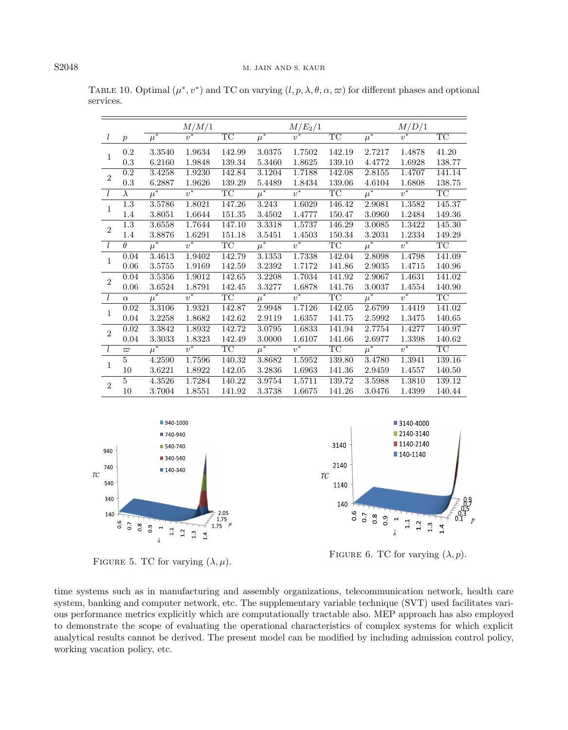Table 10. Optimal $(\mu^*, v^*)$ and TC on varying $(l, p, \lambda, \theta, \alpha, \varpi)$ for different phases and optional services.

| | | $M/M/1$ | | | $M/E_2/1$ | | | $M/D/1$ | | |
|---|---|---|---|---|---|---|---|---|---|---|
| $l$ | $p$ | $\mu^*$ | $v^*$ | TC | $\mu^*$ | $v^*$ | TC | $\mu^*$ | $v^*$ | TC |
| 1 | 0.2 | 3.3540 | 1.9634 | 142.99 | 3.0375 | 1.7502 | 142.19 | 2.7217 | 1.4878 | 41.20 |
| | 0.3 | 6.2160 | 1.9848 | 139.34 | 5.3460 | 1.8625 | 139.10 | 4.4772 | 1.6928 | 138.77 |
| 2 | 0.2 | 3.4258 | 1.9230 | 142.84 | 3.1204 | 1.7188 | 142.08 | 2.8155 | 1.4707 | 141.14 |
| | 0.3 | 6.2887 | 1.9626 | 139.29 | 5.4489 | 1.8434 | 139.06 | 4.6104 | 1.6808 | 138.75 |
| $l$ | $\lambda$ | $\mu^*$ | $v^*$ | TC | $\mu^*$ | $v^*$ | TC | $\mu^*$ | $v^*$ | TC |
| 1 | 1.3 | 3.5786 | 1.8021 | 147.26 | 3.243 | 1.6029 | 146.42 | 2.9081 | 1.3582 | 145.37 |
| | 1.4 | 3.8051 | 1.6644 | 151.35 | 3.4502 | 1.4777 | 150.47 | 3.0960 | 1.2484 | 149.36 |
| 2 | 1.3 | 3.6558 | 1.7644 | 147.10 | 3.3318 | 1.5737 | 146.29 | 3.0085 | 1.3422 | 145.30 |
| | 1.4 | 3.8876 | 1.6291 | 151.18 | 3.5451 | 1.4503 | 150.34 | 3.2031 | 1.2334 | 149.29 |
| $l$ | $\theta$ | $\mu^*$ | $v^*$ | TC | $\mu^*$ | $v^*$ | TC | $\mu^*$ | $v^*$ | TC |
| 1 | 0.04 | 3.4613 | 1.9402 | 142.79 | 3.1353 | 1.7338 | 142.04 | 2.8098 | 1.4798 | 141.09 |
| | 0.06 | 3.5755 | 1.9169 | 142.59 | 3.2392 | 1.7172 | 141.86 | 2.9035 | 1.4715 | 140.96 |
| 2 | 0.04 | 3.5356 | 1.9012 | 142.65 | 3.2208 | 1.7034 | 141.92 | 2.9067 | 1.4631 | 141.02 |
| | 0.06 | 3.6524 | 1.8791 | 142.45 | 3.3277 | 1.6878 | 141.76 | 3.0037 | 1.4554 | 140.90 |
| $l$ | $\alpha$ | $\mu^*$ | $v^*$ | TC | $\mu^*$ | $v^*$ | TC | $\mu^*$ | $v^*$ | TC |
| 1 | 0.02 | 3.3106 | 1.9321 | 142.87 | 2.9948 | 1.7126 | 142.05 | 2.6799 | 1.4419 | 141.02 |
| | 0.04 | 3.2258 | 1.8682 | 142.62 | 2.9119 | 1.6357 | 141.75 | 2.5992 | 1.3475 | 140.65 |
| 2 | 0.02 | 3.3842 | 1.8932 | 142.72 | 3.0795 | 1.6833 | 141.94 | 2.7754 | 1.4277 | 140.97 |
| | 0.04 | 3.3033 | 1.8323 | 142.49 | 3.0000 | 1.6107 | 141.66 | 2.6977 | 1.3398 | 140.62 |
| $l$ | $\varpi$ | $\mu^*$ | $v^*$ | TC | $\mu^*$ | $v^*$ | TC | $\mu^*$ | $v^*$ | TC |
| 1 | 5 | 4.2590 | 1.7596 | 140.32 | 3.8682 | 1.5952 | 139.80 | 3.4780 | 1.3941 | 139.16 |
| | 10 | 3.6221 | 1.8922 | 142.05 | 3.2836 | 1.6963 | 141.36 | 2.9459 | 1.4557 | 140.50 |
| 2 | 5 | 4.3526 | 1.7284 | 140.22 | 3.9754 | 1.5711 | 139.72 | 3.5988 | 1.3810 | 139.12 |
| | 10 | 3.7004 | 1.8551 | 141.92 | 3.3738 | 1.6675 | 141.26 | 3.0476 | 1.4399 | 140.44 |

Figure 5. TC for varying $(\lambda, \mu)$.

Figure 6. TC for varying $(\lambda, p)$.

time systems such as in manufacturing and assembly organizations, telecommunication network, health care system, banking and computer network, etc. The supplementary variable technique (SVT) used facilitates various performance metrics explicitly which are computationally tractable also. MEP approach has also employed to demonstrate the scope of evaluating the operational characteristics of complex systems for which explicit analytical results cannot be derived. The present model can be modified by including admission control policy, working vacation policy, etc.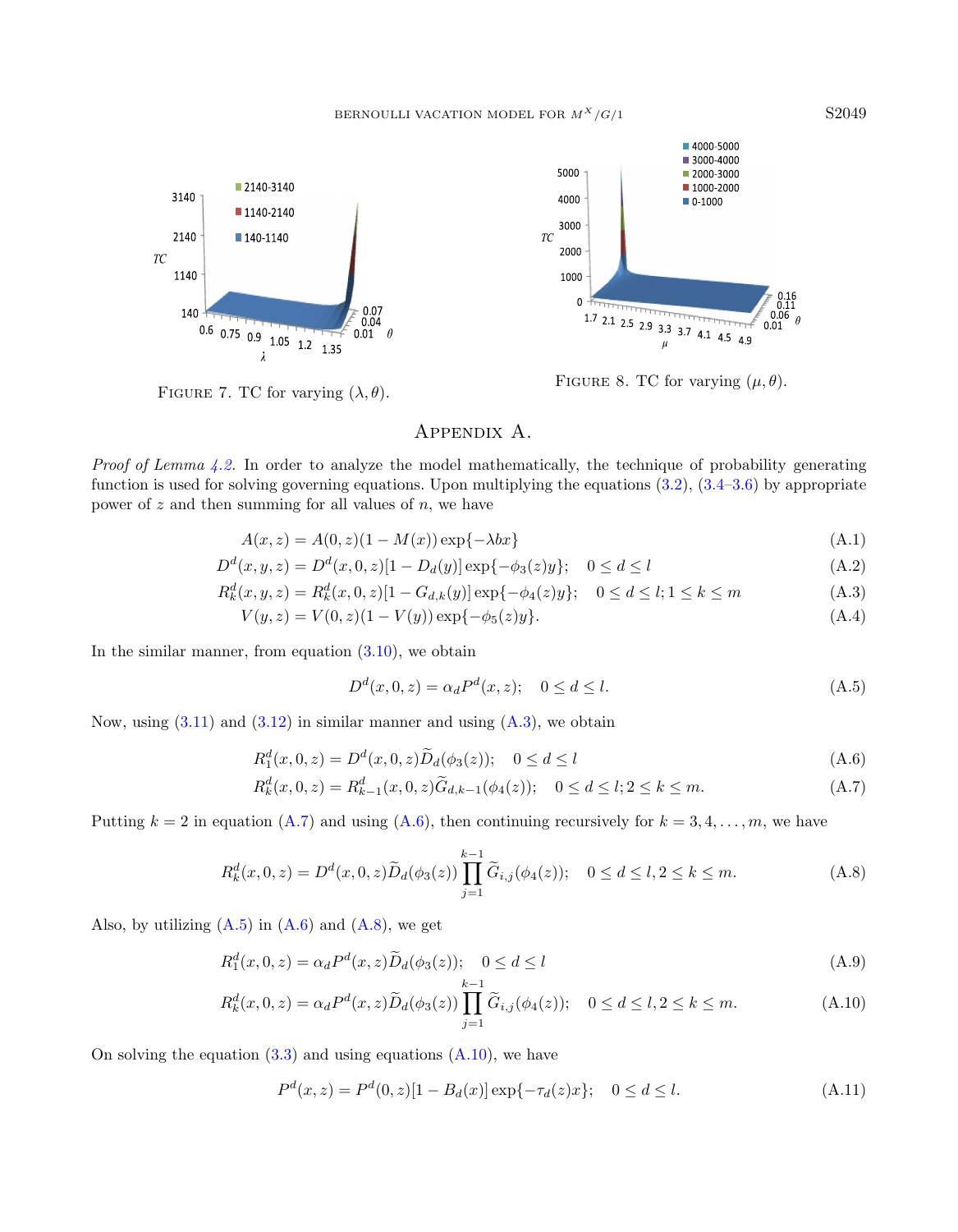FIGURE 7. TC for varying $(\lambda, \theta)$.

FIGURE 8. TC for varying $(\mu, \theta)$.

# APPENDIX A.

*Proof of Lemma 4.2.* In order to analyze the model mathematically, the technique of probability generating function is used for solving governing equations. Upon multiplying the equations (3.2), (3.4–3.6) by appropriate power of $z$ and then summing for all values of $n$, we have

$$A(x,z) = A(0,z)(1 - M(x)) \exp\{-\lambda b x\} \tag{A.1}$$

$$D^d(x,y,z) = D^d(x,0,z)[1 - D_d(y)] \exp\{-\phi_3(z)y\}; \quad 0 \le d \le l \tag{A.2}$$

$$R_k^d(x,y,z) = R_k^d(x,0,z)[1 - G_{d,k}(y)] \exp\{-\phi_4(z)y\}; \quad 0 \le d \le l; 1 \le k \le m \tag{A.3}$$

$$V(y,z) = V(0,z)(1 - V(y)) \exp\{-\phi_5(z)y\}. \tag{A.4}$$

In the similar manner, from equation (3.10), we obtain

$$D^d(x,0,z) = \alpha_d P^d(x,z); \quad 0 \le d \le l. \tag{A.5}$$

Now, using (3.11) and (3.12) in similar manner and using (A.3), we obtain

$$R_1^d(x,0,z) = D^d(x,0,z)\widetilde{D}_d(\phi_3(z)); \quad 0 \le d \le l \tag{A.6}$$

$$R_k^d(x,0,z) = R_{k-1}^d(x,0,z)\widetilde{G}_{d,k-1}(\phi_4(z)); \quad 0 \le d \le l; 2 \le k \le m. \tag{A.7}$$

Putting $k = 2$ in equation (A.7) and using (A.6), then continuing recursively for $k = 3, 4, \ldots, m$, we have

$$R_k^d(x,0,z) = D^d(x,0,z)\widetilde{D}_d(\phi_3(z)) \prod_{j=1}^{k-1} \widetilde{G}_{i,j}(\phi_4(z)); \quad 0 \le d \le l, 2 \le k \le m. \tag{A.8}$$

Also, by utilizing (A.5) in (A.6) and (A.8), we get

$$R_1^d(x,0,z) = \alpha_d P^d(x,z)\widetilde{D}_d(\phi_3(z)); \quad 0 \le d \le l \tag{A.9}$$

$$R_k^d(x,0,z) = \alpha_d P^d(x,z)\widetilde{D}_d(\phi_3(z)) \prod_{j=1}^{k-1} \widetilde{G}_{i,j}(\phi_4(z)); \quad 0 \le d \le l, 2 \le k \le m. \tag{A.10}$$

On solving the equation (3.3) and using equations (A.10), we have

$$P^d(x,z) = P^d(0,z)[1 - B_d(x)] \exp\{-\tau_d(z)x\}; \quad 0 \le d \le l. \tag{A.11}$$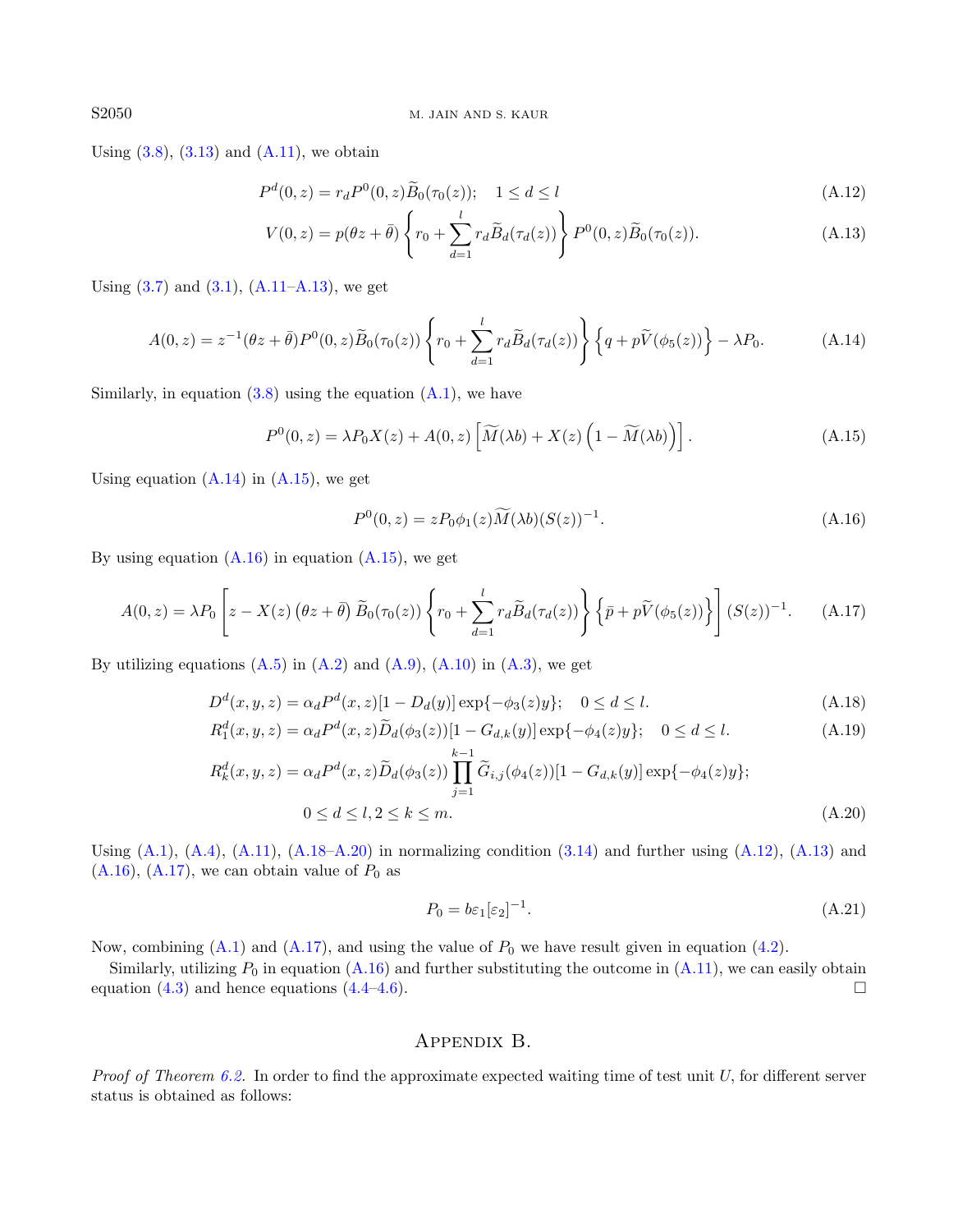Using (3.8), (3.13) and (A.11), we obtain

$$P^d(0,z) = r_d P^0(0,z)\widetilde{B}_0(\tau_0(z)); \quad 1 \le d \le l \tag{A.12}$$

$$V(0,z) = p(\theta z + \bar{\theta})\left\{r_0 + \sum_{d=1}^{l} r_d \widetilde{B}_d(\tau_d(z))\right\} P^0(0,z)\widetilde{B}_0(\tau_0(z)). \tag{A.13}$$

Using (3.7) and (3.1), (A.11–A.13), we get

$$A(0,z) = z^{-1}(\theta z + \bar{\theta})P^0(0,z)\widetilde{B}_0(\tau_0(z))\left\{r_0 + \sum_{d=1}^{l} r_d \widetilde{B}_d(\tau_d(z))\right\}\left\{q + p\widetilde{V}(\phi_5(z))\right\} - \lambda P_0. \tag{A.14}$$

Similarly, in equation (3.8) using the equation (A.1), we have

$$P^0(0,z) = \lambda P_0 X(z) + A(0,z)\left[\widetilde{M}(\lambda b) + X(z)\left(1 - \widetilde{M}(\lambda b)\right)\right]. \tag{A.15}$$

Using equation (A.14) in (A.15), we get

$$P^0(0,z) = zP_0\phi_1(z)\widetilde{M}(\lambda b)(S(z))^{-1}. \tag{A.16}$$

By using equation (A.16) in equation (A.15), we get

$$A(0,z) = \lambda P_0\left[z - X(z)\left(\theta z + \bar{\theta}\right)\widetilde{B}_0(\tau_0(z))\left\{r_0 + \sum_{d=1}^{l} r_d \widetilde{B}_d(\tau_d(z))\right\}\left\{\bar{p} + p\widetilde{V}(\phi_5(z))\right\}\right](S(z))^{-1}. \tag{A.17}$$

By utilizing equations (A.5) in (A.2) and (A.9), (A.10) in (A.3), we get

$$D^d(x,y,z) = \alpha_d P^d(x,z)[1 - D_d(y)]\exp\{-\phi_3(z)y\}; \quad 0 \le d \le l. \tag{A.18}$$

$$R_1^d(x,y,z) = \alpha_d P^d(x,z)\widetilde{D}_d(\phi_3(z))[1 - G_{d,k}(y)]\exp\{-\phi_4(z)y\}; \quad 0 \le d \le l. \tag{A.19}$$

$$R_k^d(x,y,z) = \alpha_d P^d(x,z)\widetilde{D}_d(\phi_3(z))\prod_{j=1}^{k-1}\widetilde{G}_{i,j}(\phi_4(z))[1 - G_{d,k}(y)]\exp\{-\phi_4(z)y\};$$
$$0 \le d \le l, 2 \le k \le m. \tag{A.20}$$

Using (A.1), (A.4), (A.11), (A.18–A.20) in normalizing condition (3.14) and further using (A.12), (A.13) and (A.16), (A.17), we can obtain value of $P_0$ as

$$P_0 = b\varepsilon_1[\varepsilon_2]^{-1}. \tag{A.21}$$

Now, combining (A.1) and (A.17), and using the value of $P_0$ we have result given in equation (4.2).

Similarly, utilizing $P_0$ in equation (A.16) and further substituting the outcome in (A.11), we can easily obtain equation (4.3) and hence equations (4.4–4.6). □

## Appendix B.

*Proof of Theorem 6.2.* In order to find the approximate expected waiting time of test unit $U$, for different server status is obtained as follows: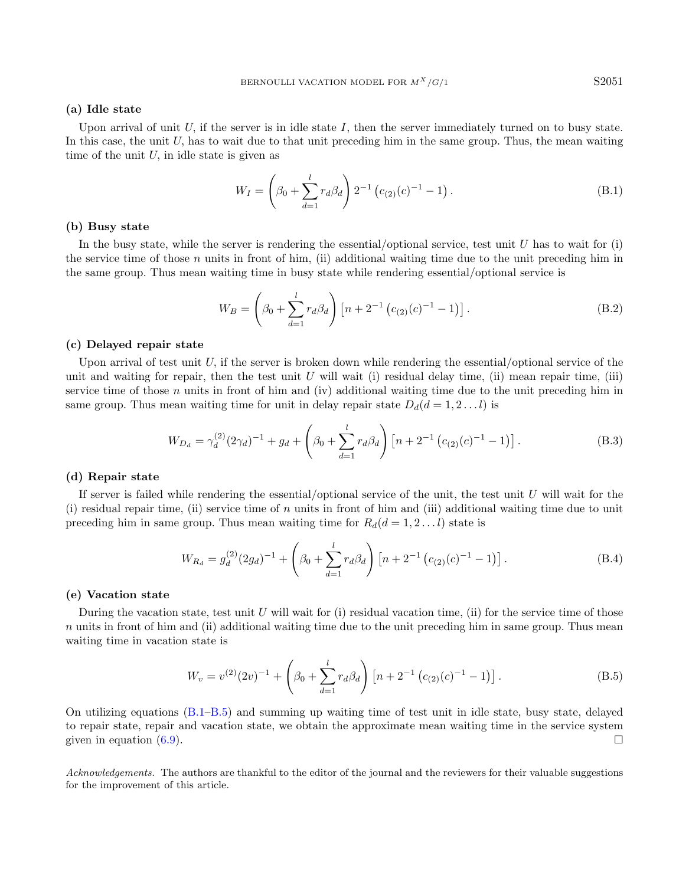**(a) Idle state**

Upon arrival of unit $U$, if the server is in idle state $I$, then the server immediately turned on to busy state. In this case, the unit $U$, has to wait due to that unit preceding him in the same group. Thus, the mean waiting time of the unit $U$, in idle state is given as

$$W_I = \left(\beta_0 + \sum_{d=1}^{l} r_d \beta_d\right) 2^{-1} \left(c_{(2)}(c)^{-1} - 1\right). \tag{B.1}$$

**(b) Busy state**

In the busy state, while the server is rendering the essential/optional service, test unit $U$ has to wait for (i) the service time of those $n$ units in front of him, (ii) additional waiting time due to the unit preceding him in the same group. Thus mean waiting time in busy state while rendering essential/optional service is

$$W_B = \left(\beta_0 + \sum_{d=1}^{l} r_d \beta_d\right) \left[n + 2^{-1} \left(c_{(2)}(c)^{-1} - 1\right)\right]. \tag{B.2}$$

**(c) Delayed repair state**

Upon arrival of test unit $U$, if the server is broken down while rendering the essential/optional service of the unit and waiting for repair, then the test unit $U$ will wait (i) residual delay time, (ii) mean repair time, (iii) service time of those $n$ units in front of him and (iv) additional waiting time due to the unit preceding him in same group. Thus mean waiting time for unit in delay repair state $D_d (d = 1, 2 \ldots l)$ is

$$W_{D_d} = \gamma_d^{(2)} (2\gamma_d)^{-1} + g_d + \left(\beta_0 + \sum_{d=1}^{l} r_d \beta_d\right) \left[n + 2^{-1} \left(c_{(2)}(c)^{-1} - 1\right)\right]. \tag{B.3}$$

**(d) Repair state**

If server is failed while rendering the essential/optional service of the unit, the test unit $U$ will wait for the (i) residual repair time, (ii) service time of $n$ units in front of him and (iii) additional waiting time due to unit preceding him in same group. Thus mean waiting time for $R_d (d = 1, 2 \ldots l)$ state is

$$W_{R_d} = g_d^{(2)} (2g_d)^{-1} + \left(\beta_0 + \sum_{d=1}^{l} r_d \beta_d\right) \left[n + 2^{-1} \left(c_{(2)}(c)^{-1} - 1\right)\right]. \tag{B.4}$$

**(e) Vacation state**

During the vacation state, test unit $U$ will wait for (i) residual vacation time, (ii) for the service time of those $n$ units in front of him and (ii) additional waiting time due to the unit preceding him in same group. Thus mean waiting time in vacation state is

$$W_v = v^{(2)} (2v)^{-1} + \left(\beta_0 + \sum_{d=1}^{l} r_d \beta_d\right) \left[n + 2^{-1} \left(c_{(2)}(c)^{-1} - 1\right)\right]. \tag{B.5}$$

On utilizing equations (B.1–B.5) and summing up waiting time of test unit in idle state, busy state, delayed to repair state, repair and vacation state, we obtain the approximate mean waiting time in the service system given in equation (6.9). □

*Acknowledgements.* The authors are thankful to the editor of the journal and the reviewers for their valuable suggestions for the improvement of this article.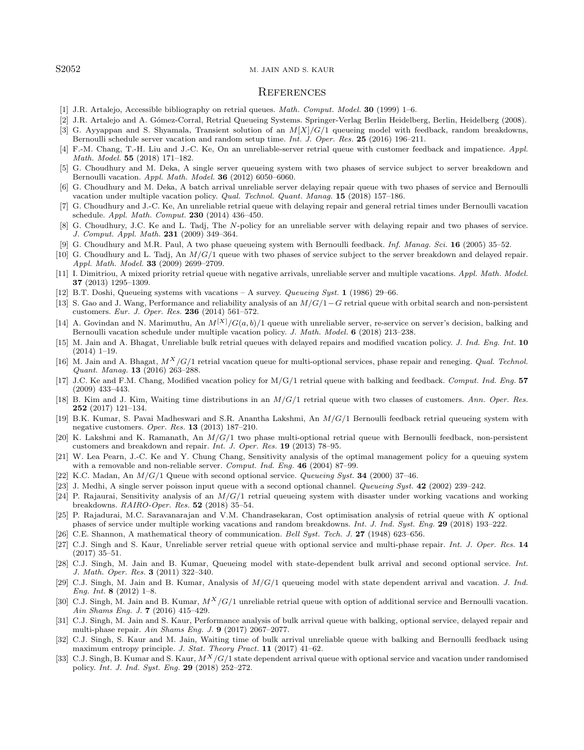## References

[1] J.R. Artalejo, Accessible bibliography on retrial queues. *Math. Comput. Model.* **30** (1999) 1–6.

[2] J.R. Artalejo and A. Gómez-Corral, Retrial Queueing Systems. Springer-Verlag Berlin Heidelberg, Berlin, Heidelberg (2008).

[3] G. Ayyappan and S. Shyamala, Transient solution of an $M[X]/G/1$ queueing model with feedback, random breakdowns, Bernoulli schedule server vacation and random setup time. *Int. J. Oper. Res.* **25** (2016) 196–211.

[4] F.-M. Chang, T.-H. Liu and J.-C. Ke, On an unreliable-server retrial queue with customer feedback and impatience. *Appl. Math. Model.* **55** (2018) 171–182.

[5] G. Choudhury and M. Deka, A single server queueing system with two phases of service subject to server breakdown and Bernoulli vacation. *Appl. Math. Model.* **36** (2012) 6050–6060.

[6] G. Choudhury and M. Deka, A batch arrival unreliable server delaying repair queue with two phases of service and Bernoulli vacation under multiple vacation policy. *Qual. Technol. Quant. Manag.* **15** (2018) 157–186.

[7] G. Choudhury and J.-C. Ke, An unreliable retrial queue with delaying repair and general retrial times under Bernoulli vacation schedule. *Appl. Math. Comput.* **230** (2014) 436–450.

[8] G. Choudhury, J.C. Ke and L. Tadj, The $N$-policy for an unreliable server with delaying repair and two phases of service. *J. Comput. Appl. Math.* **231** (2009) 349–364.

[9] G. Choudhury and M.R. Paul, A two phase queueing system with Bernoulli feedback. *Inf. Manag. Sci.* **16** (2005) 35–52.

[10] G. Choudhury and L. Tadj, An $M/G/1$ queue with two phases of service subject to the server breakdown and delayed repair. *Appl. Math. Model.* **33** (2009) 2699–2709.

[11] I. Dimitriou, A mixed priority retrial queue with negative arrivals, unreliable server and multiple vacations. *Appl. Math. Model.* **37** (2013) 1295–1309.

[12] B.T. Doshi, Queueing systems with vacations – A survey. *Queueing Syst.* **1** (1986) 29–66.

[13] S. Gao and J. Wang, Performance and reliability analysis of an $M/G/1-G$ retrial queue with orbital search and non-persistent customers. *Eur. J. Oper. Res.* **236** (2014) 561–572.

[14] A. Govindan and N. Marimuthu, An $M^{[X]}/G(a,b)/1$ queue with unreliable server, re-service on server's decision, balking and Bernoulli vacation schedule under multiple vacation policy. *J. Math. Model.* **6** (2018) 213–238.

[15] M. Jain and A. Bhagat, Unreliable bulk retrial queues with delayed repairs and modified vacation policy. *J. Ind. Eng. Int.* **10** (2014) 1–19.

[16] M. Jain and A. Bhagat, $M^X/G/1$ retrial vacation queue for multi-optional services, phase repair and reneging. *Qual. Technol. Quant. Manag.* **13** (2016) 263–288.

[17] J.C. Ke and F.M. Chang, Modified vacation policy for M/G/1 retrial queue with balking and feedback. *Comput. Ind. Eng.* **57** (2009) 433–443.

[18] B. Kim and J. Kim, Waiting time distributions in an $M/G/1$ retrial queue with two classes of customers. *Ann. Oper. Res.* **252** (2017) 121–134.

[19] B.K. Kumar, S. Pavai Madheswari and S.R. Anantha Lakshmi, An $M/G/1$ Bernoulli feedback retrial queueing system with negative customers. *Oper. Res.* **13** (2013) 187–210.

[20] K. Lakshmi and K. Ramanath, An $M/G/1$ two phase multi-optional retrial queue with Bernoulli feedback, non-persistent customers and breakdown and repair. *Int. J. Oper. Res.* **19** (2013) 78–95.

[21] W. Lea Pearn, J.-C. Ke and Y. Chung Chang, Sensitivity analysis of the optimal management policy for a queuing system with a removable and non-reliable server. *Comput. Ind. Eng.* **46** (2004) 87–99.

[22] K.C. Madan, An $M/G/1$ Queue with second optional service. *Queueing Syst.* **34** (2000) 37–46.

[23] J. Medhi, A single server poisson input queue with a second optional channel. *Queueing Syst.* **42** (2002) 239–242.

[24] P. Rajaurai, Sensitivity analysis of an $M/G/1$ retrial queueing system with disaster under working vacations and working breakdowns. *RAIRO-Oper. Res.* **52** (2018) 35–54.

[25] P. Rajadurai, M.C. Saravanarajan and V.M. Chandrasekaran, Cost optimisation analysis of retrial queue with $K$ optional phases of service under multiple working vacations and random breakdowns. *Int. J. Ind. Syst. Eng.* **29** (2018) 193–222.

[26] C.E. Shannon, A mathematical theory of communication. *Bell Syst. Tech. J.* **27** (1948) 623–656.

[27] C.J. Singh and S. Kaur, Unreliable server retrial queue with optional service and multi-phase repair. *Int. J. Oper. Res.* **14** (2017) 35–51.

[28] C.J. Singh, M. Jain and B. Kumar, Queueing model with state-dependent bulk arrival and second optional service. *Int. J. Math. Oper. Res.* **3** (2011) 322–340.

[29] C.J. Singh, M. Jain and B. Kumar, Analysis of $M/G/1$ queueing model with state dependent arrival and vacation. *J. Ind. Eng. Int.* **8** (2012) 1–8.

[30] C.J. Singh, M. Jain and B. Kumar, $M^X/G/1$ unreliable retrial queue with option of additional service and Bernoulli vacation. *Ain Shams Eng. J.* **7** (2016) 415–429.

[31] C.J. Singh, M. Jain and S. Kaur, Performance analysis of bulk arrival queue with balking, optional service, delayed repair and multi-phase repair. *Ain Shams Eng. J.* **9** (2017) 2067–2077.

[32] C.J. Singh, S. Kaur and M. Jain, Waiting time of bulk arrival unreliable queue with balking and Bernoulli feedback using maximum entropy principle. *J. Stat. Theory Pract.* **11** (2017) 41–62.

[33] C.J. Singh, B. Kumar and S. Kaur, $M^X/G/1$ state dependent arrival queue with optional service and vacation under randomised policy. *Int. J. Ind. Syst. Eng.* **29** (2018) 252–272.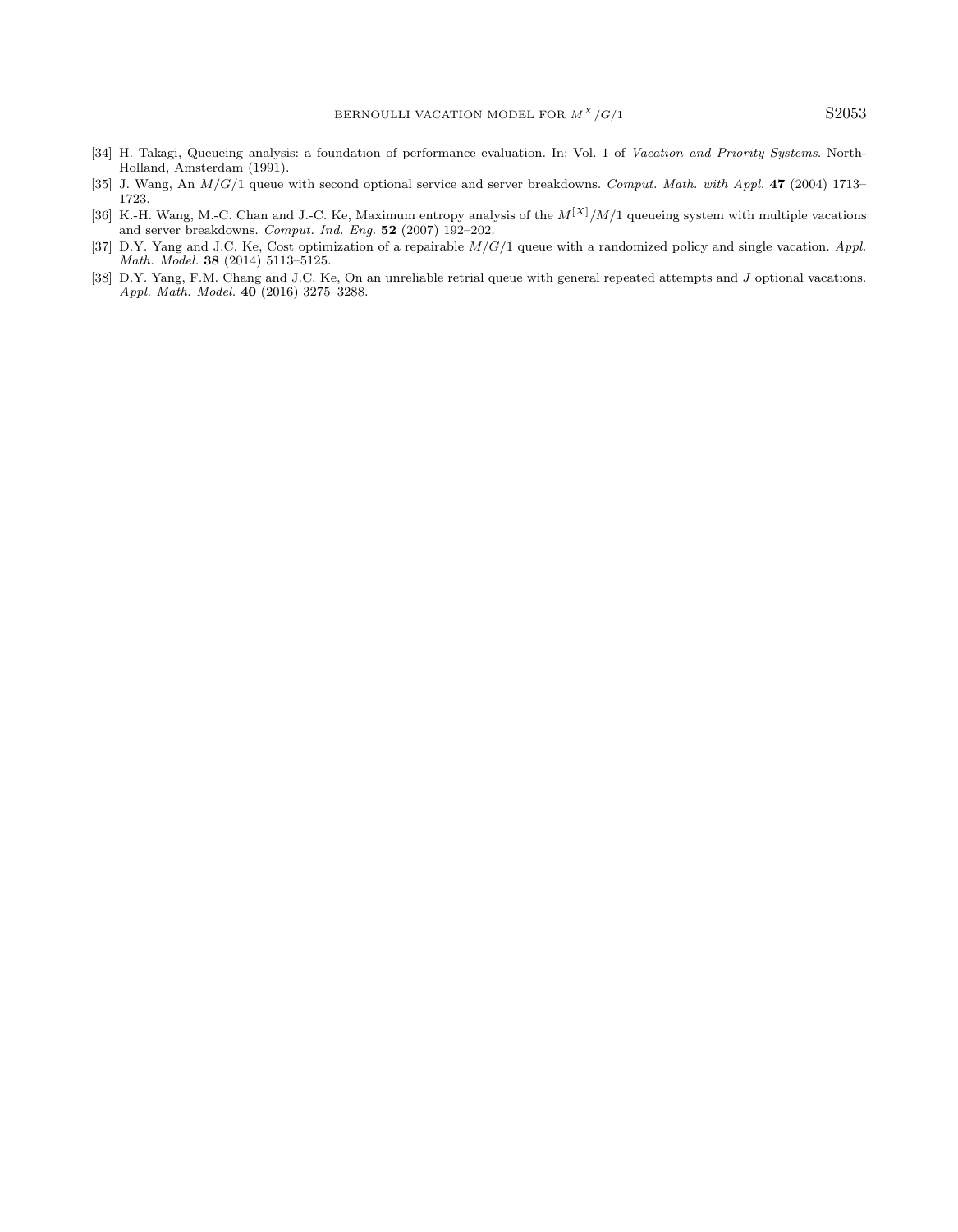[34] H. Takagi, Queueing analysis: a foundation of performance evaluation. In: Vol. 1 of *Vacation and Priority Systems*. North-Holland, Amsterdam (1991).

[35] J. Wang, An $M/G/1$ queue with second optional service and server breakdowns. *Comput. Math. with Appl.* **47** (2004) 1713–1723.

[36] K.-H. Wang, M.-C. Chan and J.-C. Ke, Maximum entropy analysis of the $M^{[X]}/M/1$ queueing system with multiple vacations and server breakdowns. *Comput. Ind. Eng.* **52** (2007) 192–202.

[37] D.Y. Yang and J.C. Ke, Cost optimization of a repairable $M/G/1$ queue with a randomized policy and single vacation. *Appl. Math. Model.* **38** (2014) 5113–5125.

[38] D.Y. Yang, F.M. Chang and J.C. Ke, On an unreliable retrial queue with general repeated attempts and $J$ optional vacations. *Appl. Math. Model.* **40** (2016) 3275–3288.